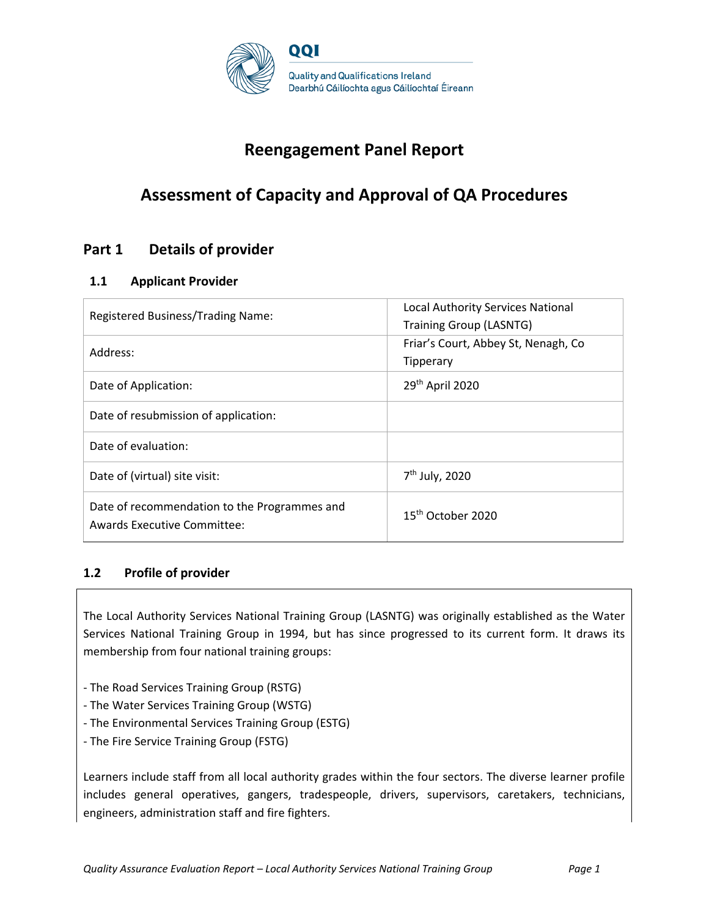QQI

Quality and Qualifications Ireland
Dearbhú Cáilíochta agus Cáilíochtaí Éireann

# Reengagement Panel Report

# Assessment of Capacity and Approval of QA Procedures

## Part 1 Details of provider

### 1.1 Applicant Provider

| | |
|---|---|
| Registered Business/Trading Name: | Local Authority Services National Training Group (LASNTG) |
| Address: | Friar's Court, Abbey St, Nenagh, Co Tipperary |
| Date of Application: | 29th April 2020 |
| Date of resubmission of application: | |
| Date of evaluation: | |
| Date of (virtual) site visit: | 7th July, 2020 |
| Date of recommendation to the Programmes and Awards Executive Committee: | 15th October 2020 |

### 1.2 Profile of provider

The Local Authority Services National Training Group (LASNTG) was originally established as the Water Services National Training Group in 1994, but has since progressed to its current form. It draws its membership from four national training groups:

- The Road Services Training Group (RSTG)
- The Water Services Training Group (WSTG)
- The Environmental Services Training Group (ESTG)
- The Fire Service Training Group (FSTG)

Learners include staff from all local authority grades within the four sectors. The diverse learner profile includes general operatives, gangers, tradespeople, drivers, supervisors, caretakers, technicians, engineers, administration staff and fire fighters.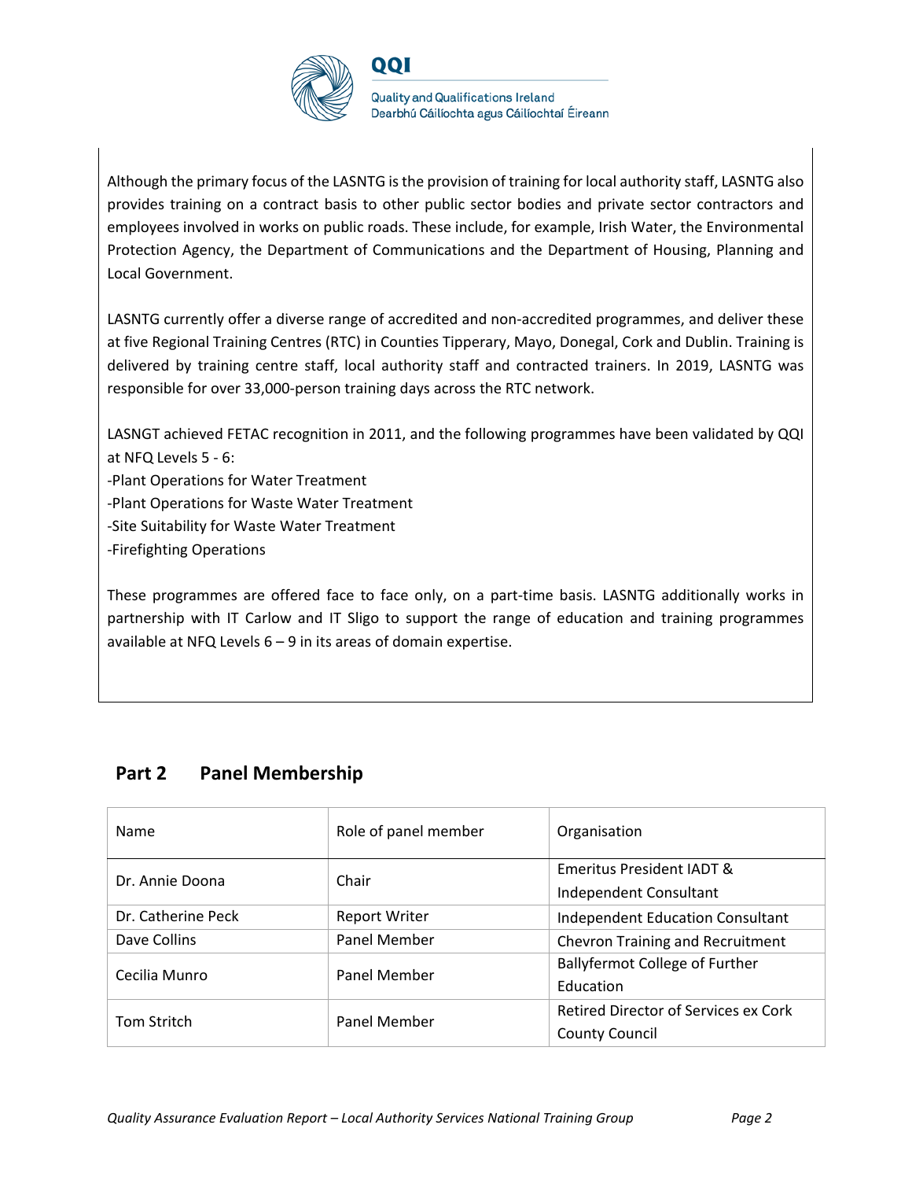Although the primary focus of the LASNTG is the provision of training for local authority staff, LASNTG also provides training on a contract basis to other public sector bodies and private sector contractors and employees involved in works on public roads. These include, for example, Irish Water, the Environmental Protection Agency, the Department of Communications and the Department of Housing, Planning and Local Government.

LASNTG currently offer a diverse range of accredited and non-accredited programmes, and deliver these at five Regional Training Centres (RTC) in Counties Tipperary, Mayo, Donegal, Cork and Dublin. Training is delivered by training centre staff, local authority staff and contracted trainers. In 2019, LASNTG was responsible for over 33,000-person training days across the RTC network.

LASNGT achieved FETAC recognition in 2011, and the following programmes have been validated by QQI at NFQ Levels 5 - 6:

-Plant Operations for Water Treatment
-Plant Operations for Waste Water Treatment
-Site Suitability for Waste Water Treatment
-Firefighting Operations

These programmes are offered face to face only, on a part-time basis. LASNTG additionally works in partnership with IT Carlow and IT Sligo to support the range of education and training programmes available at NFQ Levels 6 – 9 in its areas of domain expertise.

## Part 2 Panel Membership

| Name | Role of panel member | Organisation |
|---|---|---|
| Dr. Annie Doona | Chair | Emeritus President IADT & Independent Consultant |
| Dr. Catherine Peck | Report Writer | Independent Education Consultant |
| Dave Collins | Panel Member | Chevron Training and Recruitment |
| Cecilia Munro | Panel Member | Ballyfermot College of Further Education |
| Tom Stritch | Panel Member | Retired Director of Services ex Cork County Council |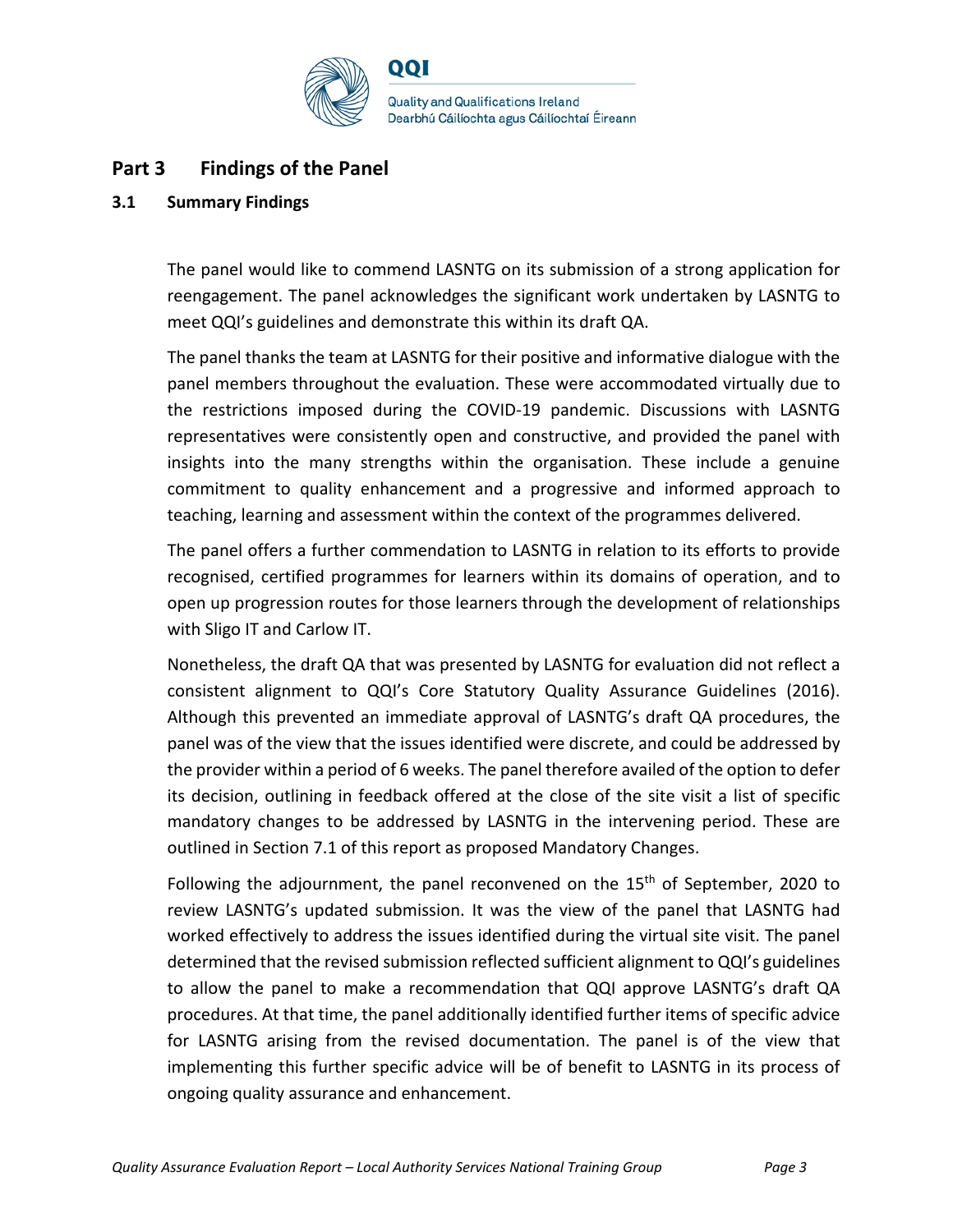## Part 3 Findings of the Panel

### 3.1 Summary Findings

The panel would like to commend LASNTG on its submission of a strong application for reengagement. The panel acknowledges the significant work undertaken by LASNTG to meet QQI's guidelines and demonstrate this within its draft QA.

The panel thanks the team at LASNTG for their positive and informative dialogue with the panel members throughout the evaluation. These were accommodated virtually due to the restrictions imposed during the COVID-19 pandemic. Discussions with LASNTG representatives were consistently open and constructive, and provided the panel with insights into the many strengths within the organisation. These include a genuine commitment to quality enhancement and a progressive and informed approach to teaching, learning and assessment within the context of the programmes delivered.

The panel offers a further commendation to LASNTG in relation to its efforts to provide recognised, certified programmes for learners within its domains of operation, and to open up progression routes for those learners through the development of relationships with Sligo IT and Carlow IT.

Nonetheless, the draft QA that was presented by LASNTG for evaluation did not reflect a consistent alignment to QQI's Core Statutory Quality Assurance Guidelines (2016). Although this prevented an immediate approval of LASNTG's draft QA procedures, the panel was of the view that the issues identified were discrete, and could be addressed by the provider within a period of 6 weeks. The panel therefore availed of the option to defer its decision, outlining in feedback offered at the close of the site visit a list of specific mandatory changes to be addressed by LASNTG in the intervening period. These are outlined in Section 7.1 of this report as proposed Mandatory Changes.

Following the adjournment, the panel reconvened on the 15th of September, 2020 to review LASNTG's updated submission. It was the view of the panel that LASNTG had worked effectively to address the issues identified during the virtual site visit. The panel determined that the revised submission reflected sufficient alignment to QQI's guidelines to allow the panel to make a recommendation that QQI approve LASNTG's draft QA procedures. At that time, the panel additionally identified further items of specific advice for LASNTG arising from the revised documentation. The panel is of the view that implementing this further specific advice will be of benefit to LASNTG in its process of ongoing quality assurance and enhancement.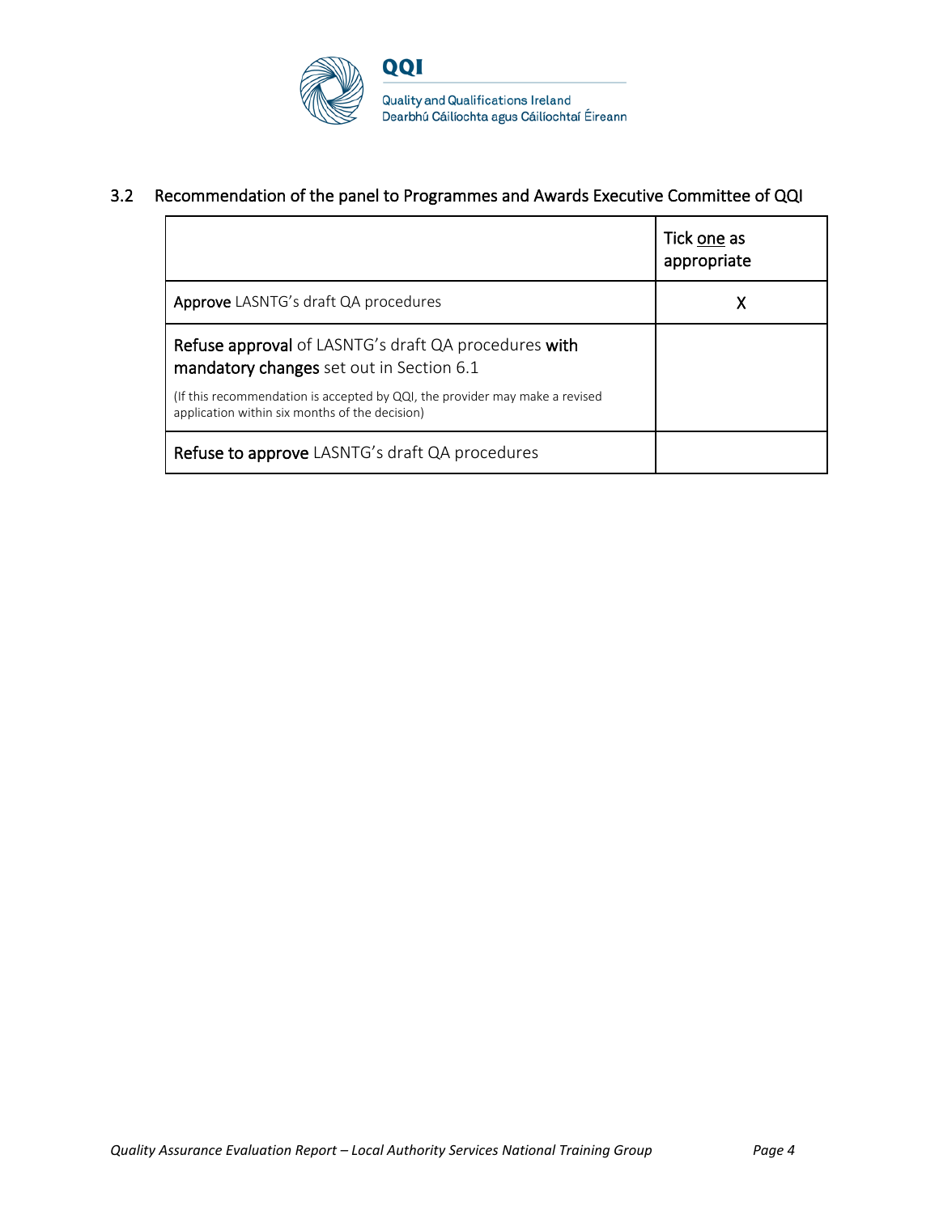## 3.2 Recommendation of the panel to Programmes and Awards Executive Committee of QQI

| | Tick one as appropriate |
|---|---|
| **Approve** LASNTG's draft QA procedures | X |
| **Refuse approval** of LASNTG's draft QA procedures **with mandatory changes** set out in Section 6.1<br>(If this recommendation is accepted by QQI, the provider may make a revised application within six months of the decision) | |
| **Refuse to approve** LASNTG's draft QA procedures | |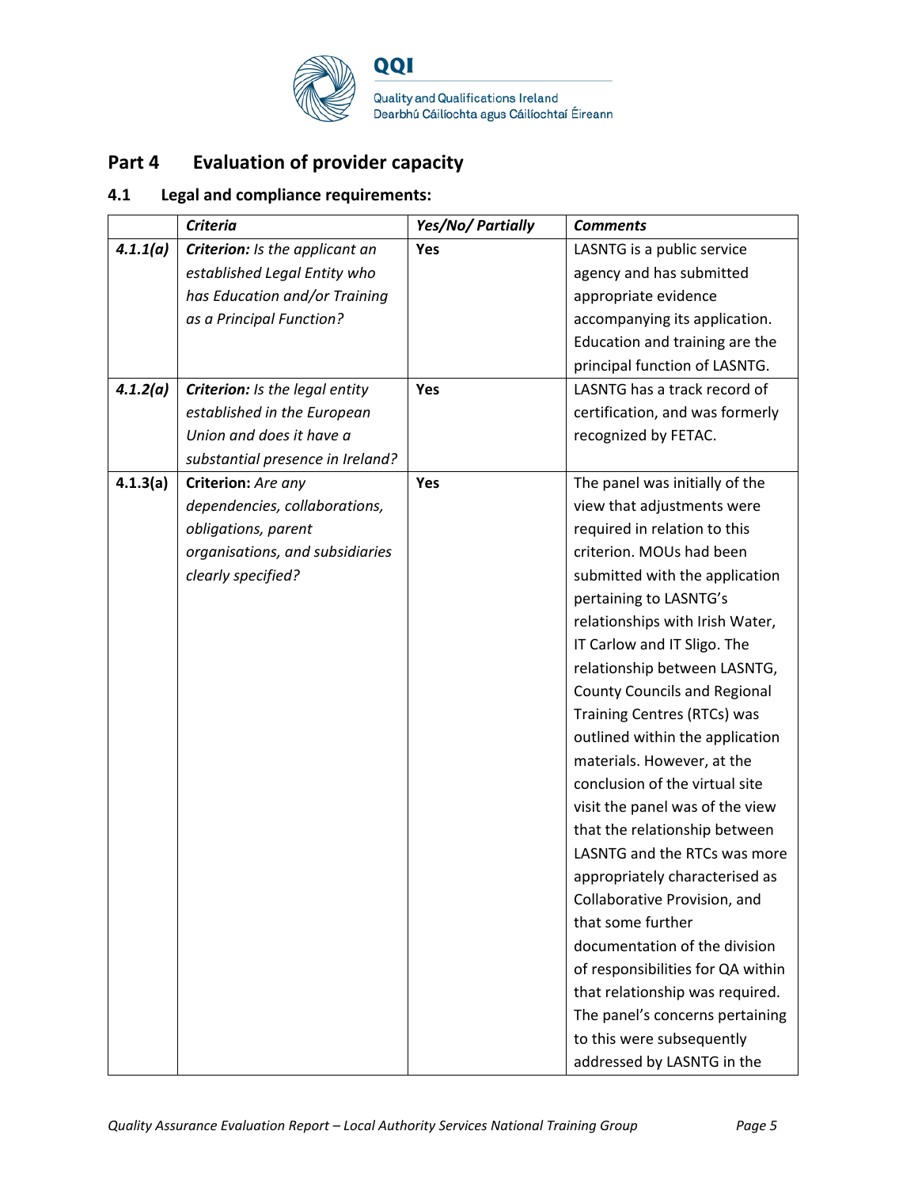## Part 4 Evaluation of provider capacity

### 4.1 Legal and compliance requirements:

| | *Criteria* | *Yes/No/ Partially* | *Comments* |
|---|---|---|---|
| ***4.1.1(a)*** | ***Criterion:*** *Is the applicant an established Legal Entity who has Education and/or Training as a Principal Function?* | **Yes** | LASNTG is a public service agency and has submitted appropriate evidence accompanying its application. Education and training are the principal function of LASNTG. |
| ***4.1.2(a)*** | ***Criterion:*** *Is the legal entity established in the European Union and does it have a substantial presence in Ireland?* | **Yes** | LASNTG has a track record of certification, and was formerly recognized by FETAC. |
| **4.1.3(a)** | **Criterion:** *Are any dependencies, collaborations, obligations, parent organisations, and subsidiaries clearly specified?* | **Yes** | The panel was initially of the view that adjustments were required in relation to this criterion. MOUs had been submitted with the application pertaining to LASNTG's relationships with Irish Water, IT Carlow and IT Sligo. The relationship between LASNTG, County Councils and Regional Training Centres (RTCs) was outlined within the application materials. However, at the conclusion of the virtual site visit the panel was of the view that the relationship between LASNTG and the RTCs was more appropriately characterised as Collaborative Provision, and that some further documentation of the division of responsibilities for QA within that relationship was required. The panel's concerns pertaining to this were subsequently addressed by LASNTG in the |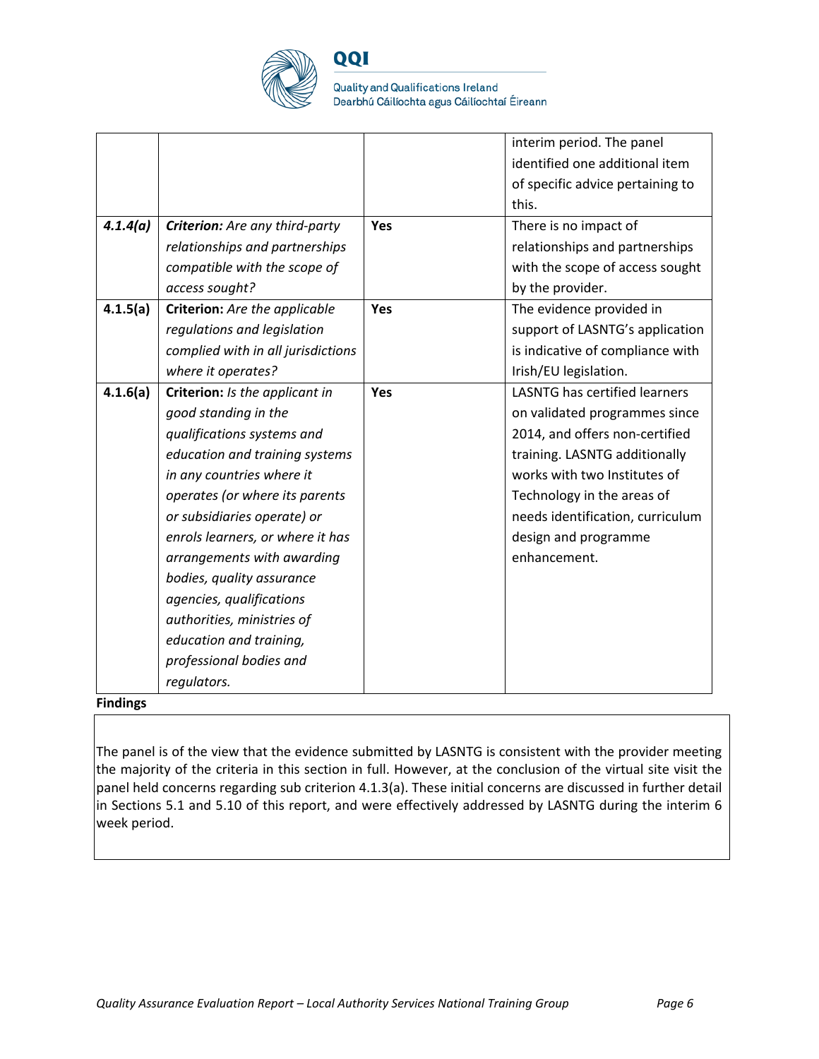| | | | |
|---|---|---|---|
| | | | interim period. The panel identified one additional item of specific advice pertaining to this. |
| ***4.1.4(a)*** | ***Criterion:*** *Are any third-party relationships and partnerships compatible with the scope of access sought?* | **Yes** | There is no impact of relationships and partnerships with the scope of access sought by the provider. |
| **4.1.5(a)** | **Criterion:** *Are the applicable regulations and legislation complied with in all jurisdictions where it operates?* | **Yes** | The evidence provided in support of LASNTG's application is indicative of compliance with Irish/EU legislation. |
| **4.1.6(a)** | **Criterion:** *Is the applicant in good standing in the qualifications systems and education and training systems in any countries where it operates (or where its parents or subsidiaries operate) or enrols learners, or where it has arrangements with awarding bodies, quality assurance agencies, qualifications authorities, ministries of education and training, professional bodies and regulators.* | **Yes** | LASNTG has certified learners on validated programmes since 2014, and offers non-certified training. LASNTG additionally works with two Institutes of Technology in the areas of needs identification, curriculum design and programme enhancement. |

**Findings**

The panel is of the view that the evidence submitted by LASNTG is consistent with the provider meeting the majority of the criteria in this section in full. However, at the conclusion of the virtual site visit the panel held concerns regarding sub criterion 4.1.3(a). These initial concerns are discussed in further detail in Sections 5.1 and 5.10 of this report, and were effectively addressed by LASNTG during the interim 6 week period.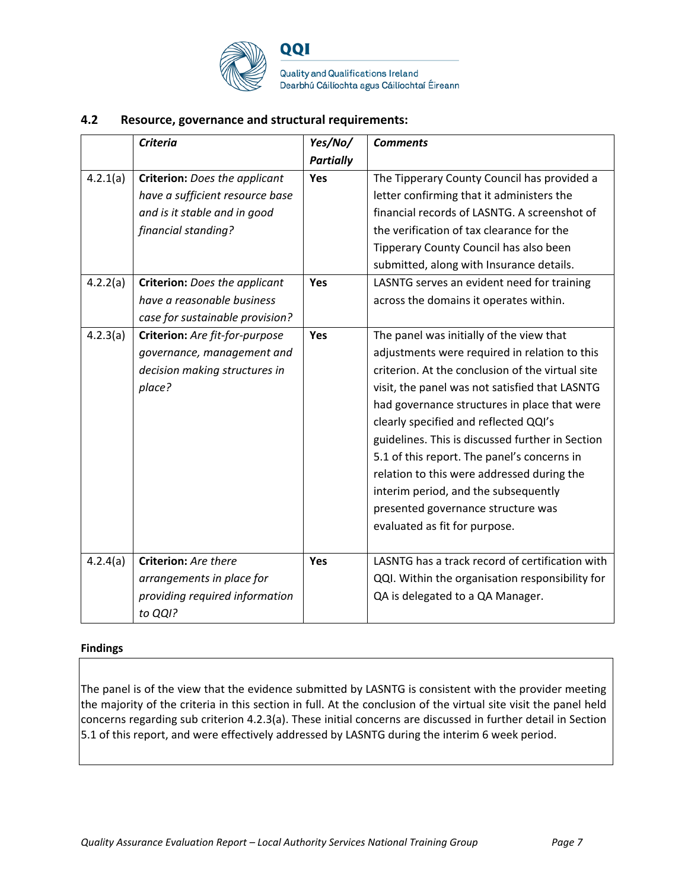## 4.2 Resource, governance and structural requirements:

| | *Criteria* | *Yes/No/ Partially* | *Comments* |
|---|---|---|---|
| 4.2.1(a) | **Criterion:** *Does the applicant have a sufficient resource base and is it stable and in good financial standing?* | **Yes** | The Tipperary County Council has provided a letter confirming that it administers the financial records of LASNTG. A screenshot of the verification of tax clearance for the Tipperary County Council has also been submitted, along with Insurance details. |
| 4.2.2(a) | **Criterion:** *Does the applicant have a reasonable business case for sustainable provision?* | **Yes** | LASNTG serves an evident need for training across the domains it operates within. |
| 4.2.3(a) | **Criterion:** *Are fit-for-purpose governance, management and decision making structures in place?* | **Yes** | The panel was initially of the view that adjustments were required in relation to this criterion. At the conclusion of the virtual site visit, the panel was not satisfied that LASNTG had governance structures in place that were clearly specified and reflected QQI's guidelines. This is discussed further in Section 5.1 of this report. The panel's concerns in relation to this were addressed during the interim period, and the subsequently presented governance structure was evaluated as fit for purpose. |
| 4.2.4(a) | **Criterion:** *Are there arrangements in place for providing required information to QQI?* | **Yes** | LASNTG has a track record of certification with QQI. Within the organisation responsibility for QA is delegated to a QA Manager. |

**Findings**

The panel is of the view that the evidence submitted by LASNTG is consistent with the provider meeting the majority of the criteria in this section in full. At the conclusion of the virtual site visit the panel held concerns regarding sub criterion 4.2.3(a). These initial concerns are discussed in further detail in Section 5.1 of this report, and were effectively addressed by LASNTG during the interim 6 week period.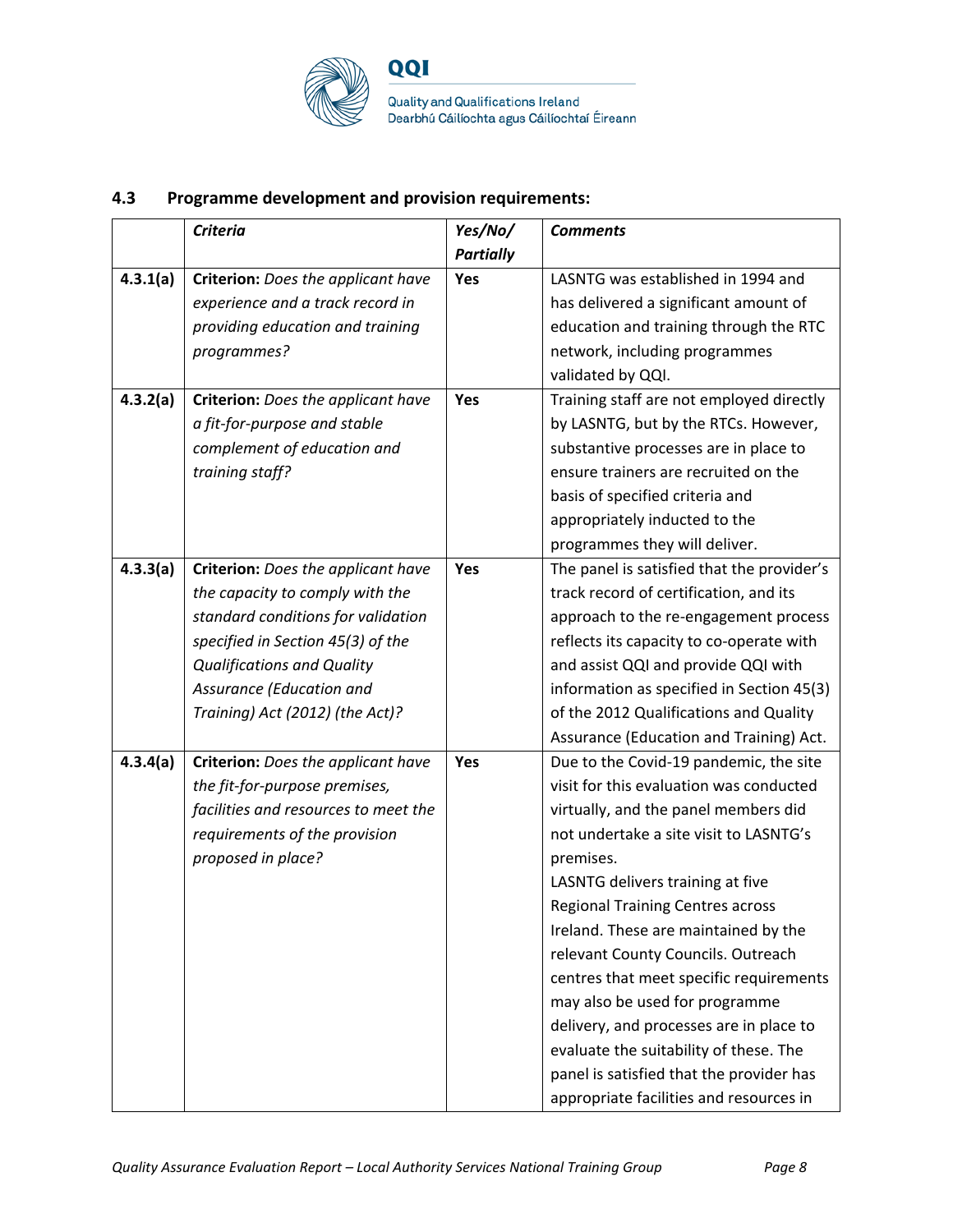## 4.3 Programme development and provision requirements:

| | *Criteria* | *Yes/No/ Partially* | *Comments* |
|---|---|---|---|
| **4.3.1(a)** | **Criterion:** *Does the applicant have experience and a track record in providing education and training programmes?* | **Yes** | LASNTG was established in 1994 and has delivered a significant amount of education and training through the RTC network, including programmes validated by QQI. |
| **4.3.2(a)** | **Criterion:** *Does the applicant have a fit-for-purpose and stable complement of education and training staff?* | **Yes** | Training staff are not employed directly by LASNTG, but by the RTCs. However, substantive processes are in place to ensure trainers are recruited on the basis of specified criteria and appropriately inducted to the programmes they will deliver. |
| **4.3.3(a)** | **Criterion:** *Does the applicant have the capacity to comply with the standard conditions for validation specified in Section 45(3) of the Qualifications and Quality Assurance (Education and Training) Act (2012) (the Act)?* | **Yes** | The panel is satisfied that the provider's track record of certification, and its approach to the re-engagement process reflects its capacity to co-operate with and assist QQI and provide QQI with information as specified in Section 45(3) of the 2012 Qualifications and Quality Assurance (Education and Training) Act. |
| **4.3.4(a)** | **Criterion:** *Does the applicant have the fit-for-purpose premises, facilities and resources to meet the requirements of the provision proposed in place?* | **Yes** | Due to the Covid-19 pandemic, the site visit for this evaluation was conducted virtually, and the panel members did not undertake a site visit to LASNTG's premises.<br>LASNTG delivers training at five Regional Training Centres across Ireland. These are maintained by the relevant County Councils. Outreach centres that meet specific requirements may also be used for programme delivery, and processes are in place to evaluate the suitability of these. The panel is satisfied that the provider has appropriate facilities and resources in |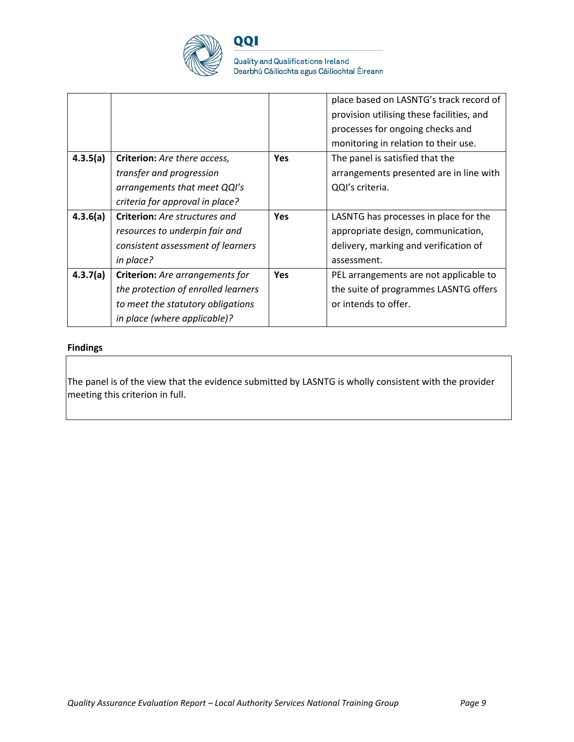| | | | |
|---|---|---|---|
| | | | place based on LASNTG's track record of provision utilising these facilities, and processes for ongoing checks and monitoring in relation to their use. |
| **4.3.5(a)** | **Criterion:** *Are there access, transfer and progression arrangements that meet QQI's criteria for approval in place?* | **Yes** | The panel is satisfied that the arrangements presented are in line with QQI's criteria. |
| **4.3.6(a)** | **Criterion:** *Are structures and resources to underpin fair and consistent assessment of learners in place?* | **Yes** | LASNTG has processes in place for the appropriate design, communication, delivery, marking and verification of assessment. |
| **4.3.7(a)** | **Criterion:** *Are arrangements for the protection of enrolled learners to meet the statutory obligations in place (where applicable)?* | **Yes** | PEL arrangements are not applicable to the suite of programmes LASNTG offers or intends to offer. |

**Findings**

The panel is of the view that the evidence submitted by LASNTG is wholly consistent with the provider meeting this criterion in full.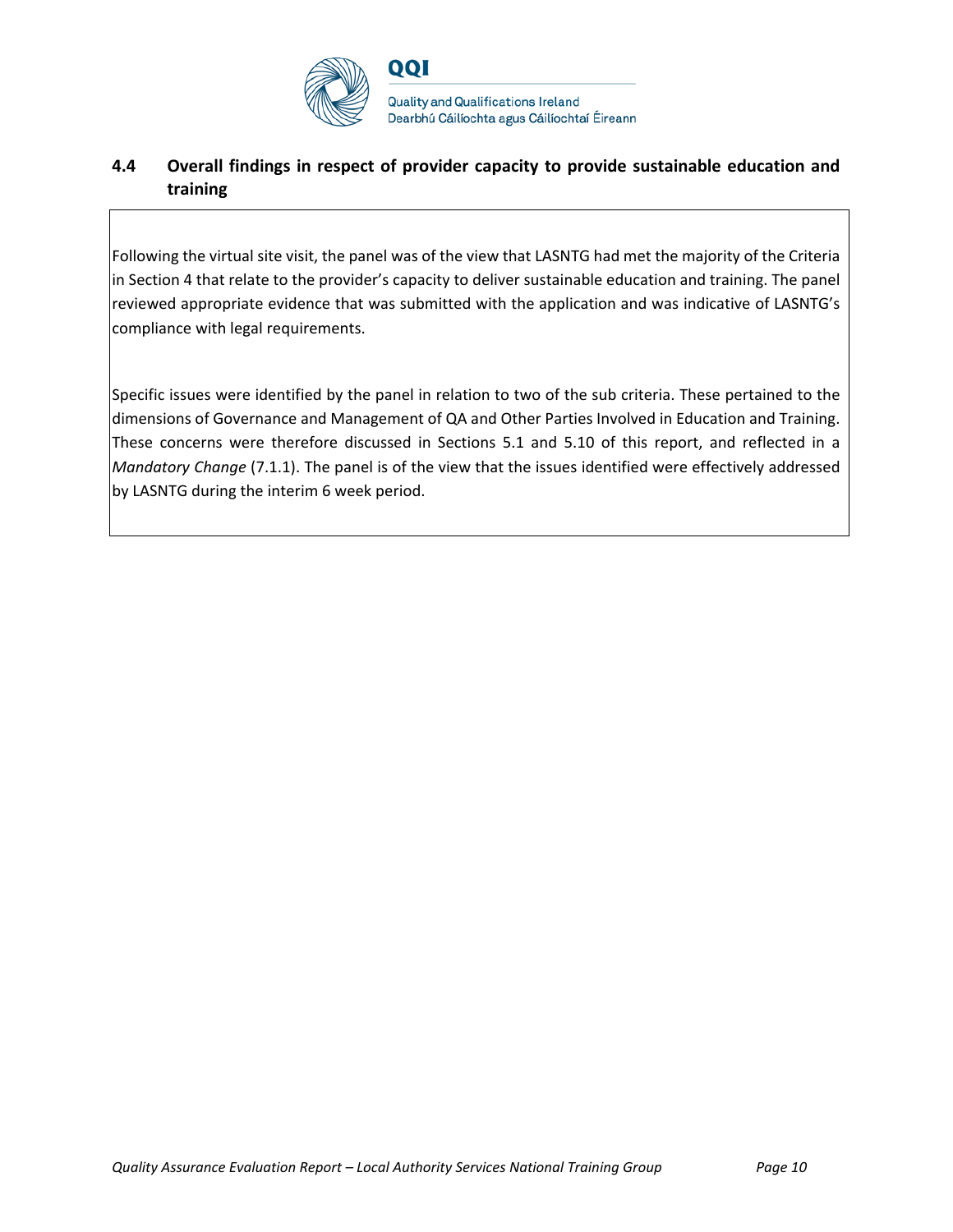### 4.4 Overall findings in respect of provider capacity to provide sustainable education and training

Following the virtual site visit, the panel was of the view that LASNTG had met the majority of the Criteria in Section 4 that relate to the provider's capacity to deliver sustainable education and training. The panel reviewed appropriate evidence that was submitted with the application and was indicative of LASNTG's compliance with legal requirements.

Specific issues were identified by the panel in relation to two of the sub criteria. These pertained to the dimensions of Governance and Management of QA and Other Parties Involved in Education and Training. These concerns were therefore discussed in Sections 5.1 and 5.10 of this report, and reflected in a *Mandatory Change* (7.1.1). The panel is of the view that the issues identified were effectively addressed by LASNTG during the interim 6 week period.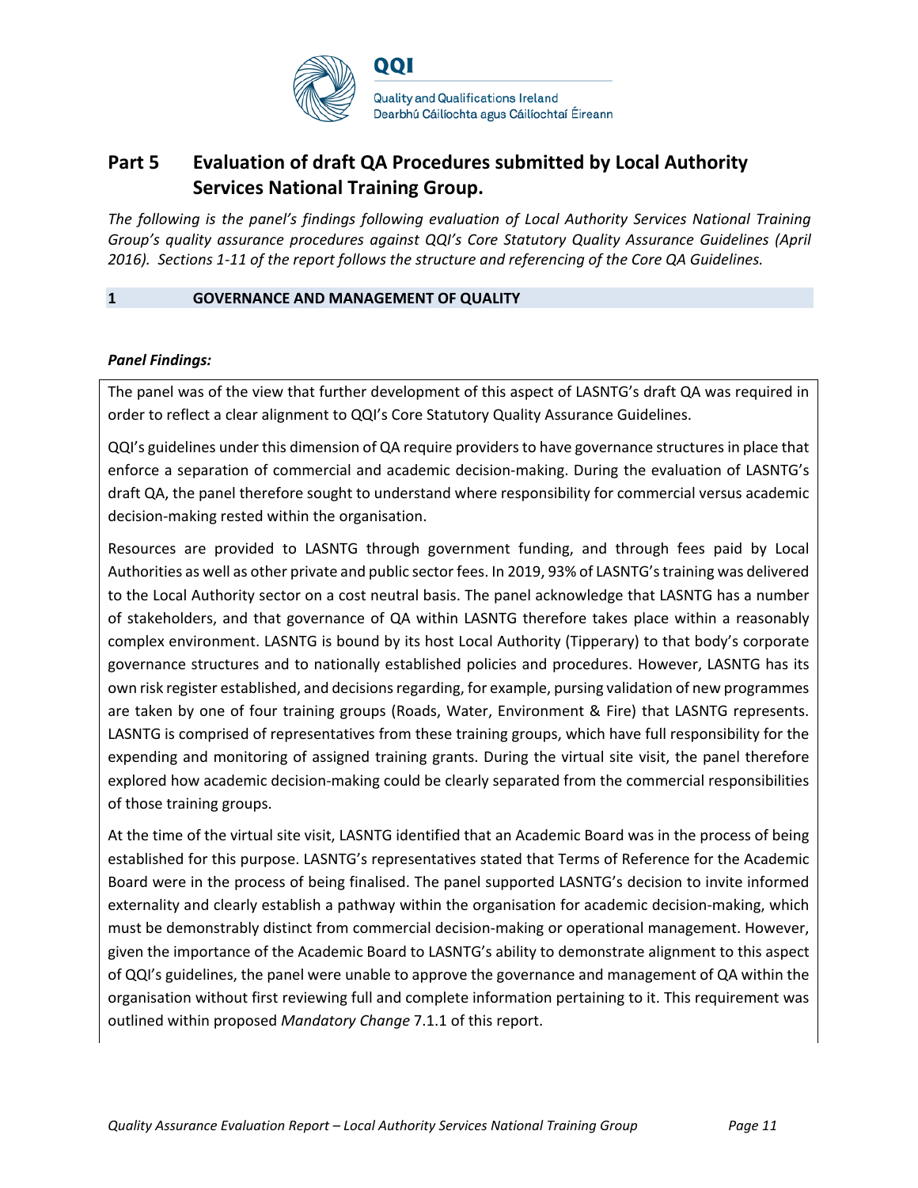# Part 5 Evaluation of draft QA Procedures submitted by Local Authority Services National Training Group.

*The following is the panel's findings following evaluation of Local Authority Services National Training Group's quality assurance procedures against QQI's Core Statutory Quality Assurance Guidelines (April 2016). Sections 1-11 of the report follows the structure and referencing of the Core QA Guidelines.*

## 1 GOVERNANCE AND MANAGEMENT OF QUALITY

***Panel Findings:***

The panel was of the view that further development of this aspect of LASNTG's draft QA was required in order to reflect a clear alignment to QQI's Core Statutory Quality Assurance Guidelines.

QQI's guidelines under this dimension of QA require providers to have governance structures in place that enforce a separation of commercial and academic decision-making. During the evaluation of LASNTG's draft QA, the panel therefore sought to understand where responsibility for commercial versus academic decision-making rested within the organisation.

Resources are provided to LASNTG through government funding, and through fees paid by Local Authorities as well as other private and public sector fees. In 2019, 93% of LASNTG's training was delivered to the Local Authority sector on a cost neutral basis. The panel acknowledge that LASNTG has a number of stakeholders, and that governance of QA within LASNTG therefore takes place within a reasonably complex environment. LASNTG is bound by its host Local Authority (Tipperary) to that body's corporate governance structures and to nationally established policies and procedures. However, LASNTG has its own risk register established, and decisions regarding, for example, pursing validation of new programmes are taken by one of four training groups (Roads, Water, Environment & Fire) that LASNTG represents. LASNTG is comprised of representatives from these training groups, which have full responsibility for the expending and monitoring of assigned training grants. During the virtual site visit, the panel therefore explored how academic decision-making could be clearly separated from the commercial responsibilities of those training groups.

At the time of the virtual site visit, LASNTG identified that an Academic Board was in the process of being established for this purpose. LASNTG's representatives stated that Terms of Reference for the Academic Board were in the process of being finalised. The panel supported LASNTG's decision to invite informed externality and clearly establish a pathway within the organisation for academic decision-making, which must be demonstrably distinct from commercial decision-making or operational management. However, given the importance of the Academic Board to LASNTG's ability to demonstrate alignment to this aspect of QQI's guidelines, the panel were unable to approve the governance and management of QA within the organisation without first reviewing full and complete information pertaining to it. This requirement was outlined within proposed *Mandatory Change* 7.1.1 of this report.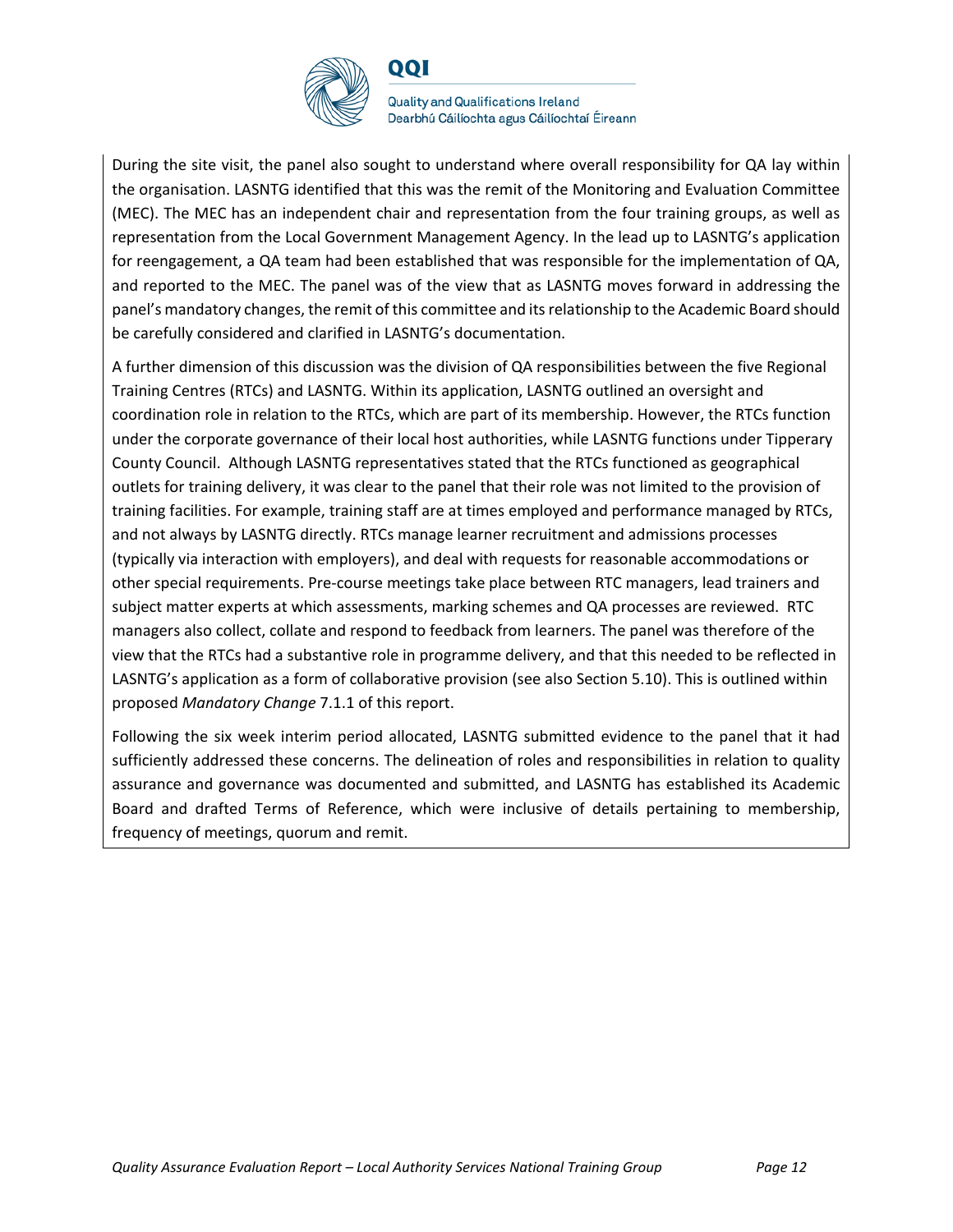During the site visit, the panel also sought to understand where overall responsibility for QA lay within the organisation. LASNTG identified that this was the remit of the Monitoring and Evaluation Committee (MEC). The MEC has an independent chair and representation from the four training groups, as well as representation from the Local Government Management Agency. In the lead up to LASNTG's application for reengagement, a QA team had been established that was responsible for the implementation of QA, and reported to the MEC. The panel was of the view that as LASNTG moves forward in addressing the panel's mandatory changes, the remit of this committee and its relationship to the Academic Board should be carefully considered and clarified in LASNTG's documentation.

A further dimension of this discussion was the division of QA responsibilities between the five Regional Training Centres (RTCs) and LASNTG. Within its application, LASNTG outlined an oversight and coordination role in relation to the RTCs, which are part of its membership. However, the RTCs function under the corporate governance of their local host authorities, while LASNTG functions under Tipperary County Council. Although LASNTG representatives stated that the RTCs functioned as geographical outlets for training delivery, it was clear to the panel that their role was not limited to the provision of training facilities. For example, training staff are at times employed and performance managed by RTCs, and not always by LASNTG directly. RTCs manage learner recruitment and admissions processes (typically via interaction with employers), and deal with requests for reasonable accommodations or other special requirements. Pre-course meetings take place between RTC managers, lead trainers and subject matter experts at which assessments, marking schemes and QA processes are reviewed. RTC managers also collect, collate and respond to feedback from learners. The panel was therefore of the view that the RTCs had a substantive role in programme delivery, and that this needed to be reflected in LASNTG's application as a form of collaborative provision (see also Section 5.10). This is outlined within proposed *Mandatory Change* 7.1.1 of this report.

Following the six week interim period allocated, LASNTG submitted evidence to the panel that it had sufficiently addressed these concerns. The delineation of roles and responsibilities in relation to quality assurance and governance was documented and submitted, and LASNTG has established its Academic Board and drafted Terms of Reference, which were inclusive of details pertaining to membership, frequency of meetings, quorum and remit.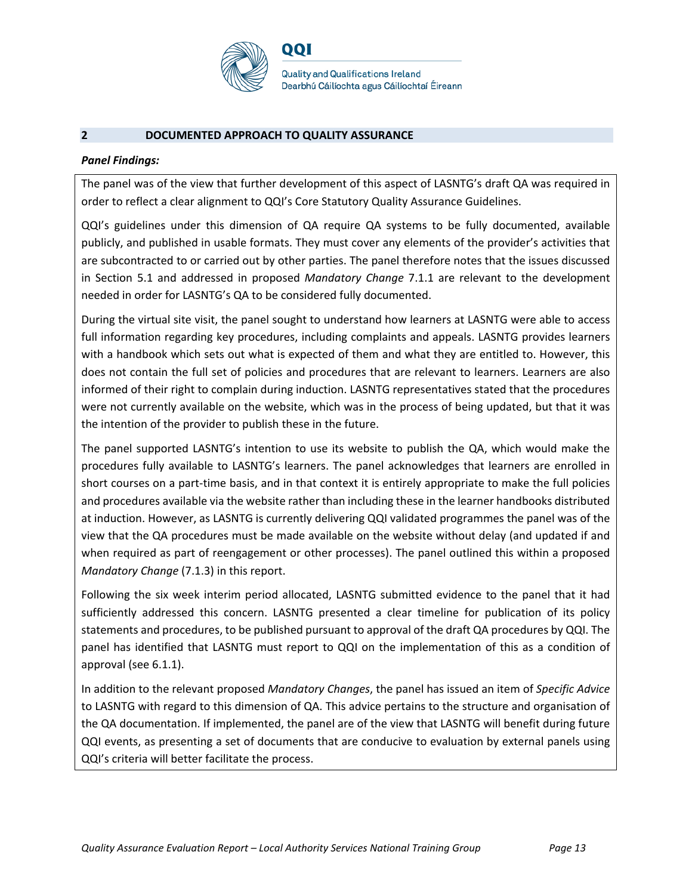## 2 DOCUMENTED APPROACH TO QUALITY ASSURANCE

***Panel Findings:***

The panel was of the view that further development of this aspect of LASNTG's draft QA was required in order to reflect a clear alignment to QQI's Core Statutory Quality Assurance Guidelines.

QQI's guidelines under this dimension of QA require QA systems to be fully documented, available publicly, and published in usable formats. They must cover any elements of the provider's activities that are subcontracted to or carried out by other parties. The panel therefore notes that the issues discussed in Section 5.1 and addressed in proposed *Mandatory Change* 7.1.1 are relevant to the development needed in order for LASNTG's QA to be considered fully documented.

During the virtual site visit, the panel sought to understand how learners at LASNTG were able to access full information regarding key procedures, including complaints and appeals. LASNTG provides learners with a handbook which sets out what is expected of them and what they are entitled to. However, this does not contain the full set of policies and procedures that are relevant to learners. Learners are also informed of their right to complain during induction. LASNTG representatives stated that the procedures were not currently available on the website, which was in the process of being updated, but that it was the intention of the provider to publish these in the future.

The panel supported LASNTG's intention to use its website to publish the QA, which would make the procedures fully available to LASNTG's learners. The panel acknowledges that learners are enrolled in short courses on a part-time basis, and in that context it is entirely appropriate to make the full policies and procedures available via the website rather than including these in the learner handbooks distributed at induction. However, as LASNTG is currently delivering QQI validated programmes the panel was of the view that the QA procedures must be made available on the website without delay (and updated if and when required as part of reengagement or other processes). The panel outlined this within a proposed *Mandatory Change* (7.1.3) in this report.

Following the six week interim period allocated, LASNTG submitted evidence to the panel that it had sufficiently addressed this concern. LASNTG presented a clear timeline for publication of its policy statements and procedures, to be published pursuant to approval of the draft QA procedures by QQI. The panel has identified that LASNTG must report to QQI on the implementation of this as a condition of approval (see 6.1.1).

In addition to the relevant proposed *Mandatory Changes*, the panel has issued an item of *Specific Advice* to LASNTG with regard to this dimension of QA. This advice pertains to the structure and organisation of the QA documentation. If implemented, the panel are of the view that LASNTG will benefit during future QQI events, as presenting a set of documents that are conducive to evaluation by external panels using QQI's criteria will better facilitate the process.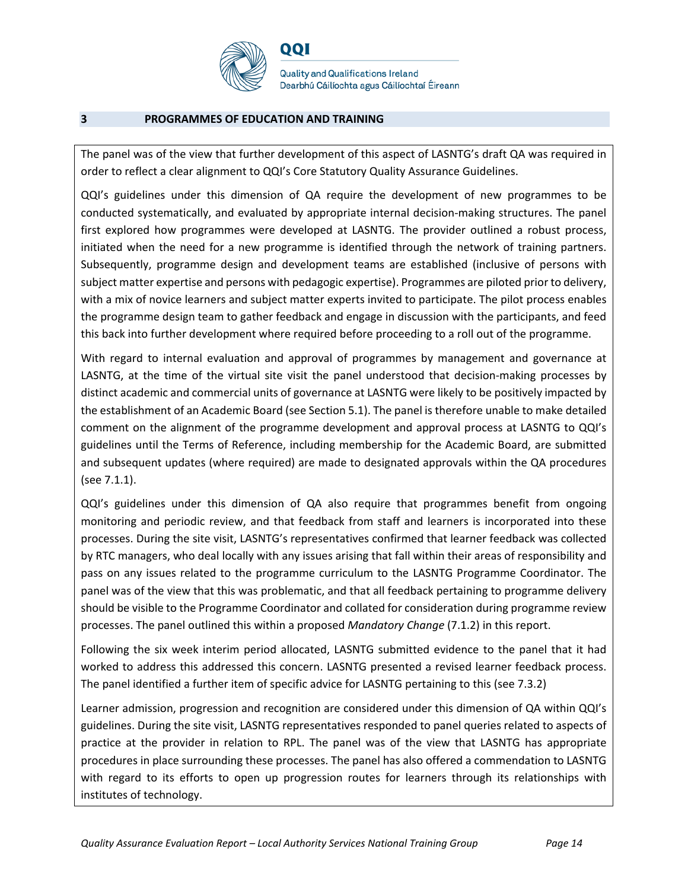## 3 PROGRAMMES OF EDUCATION AND TRAINING

The panel was of the view that further development of this aspect of LASNTG's draft QA was required in order to reflect a clear alignment to QQI's Core Statutory Quality Assurance Guidelines.

QQI's guidelines under this dimension of QA require the development of new programmes to be conducted systematically, and evaluated by appropriate internal decision-making structures. The panel first explored how programmes were developed at LASNTG. The provider outlined a robust process, initiated when the need for a new programme is identified through the network of training partners. Subsequently, programme design and development teams are established (inclusive of persons with subject matter expertise and persons with pedagogic expertise). Programmes are piloted prior to delivery, with a mix of novice learners and subject matter experts invited to participate. The pilot process enables the programme design team to gather feedback and engage in discussion with the participants, and feed this back into further development where required before proceeding to a roll out of the programme.

With regard to internal evaluation and approval of programmes by management and governance at LASNTG, at the time of the virtual site visit the panel understood that decision-making processes by distinct academic and commercial units of governance at LASNTG were likely to be positively impacted by the establishment of an Academic Board (see Section 5.1). The panel is therefore unable to make detailed comment on the alignment of the programme development and approval process at LASNTG to QQI's guidelines until the Terms of Reference, including membership for the Academic Board, are submitted and subsequent updates (where required) are made to designated approvals within the QA procedures (see 7.1.1).

QQI's guidelines under this dimension of QA also require that programmes benefit from ongoing monitoring and periodic review, and that feedback from staff and learners is incorporated into these processes. During the site visit, LASNTG's representatives confirmed that learner feedback was collected by RTC managers, who deal locally with any issues arising that fall within their areas of responsibility and pass on any issues related to the programme curriculum to the LASNTG Programme Coordinator. The panel was of the view that this was problematic, and that all feedback pertaining to programme delivery should be visible to the Programme Coordinator and collated for consideration during programme review processes. The panel outlined this within a proposed *Mandatory Change* (7.1.2) in this report.

Following the six week interim period allocated, LASNTG submitted evidence to the panel that it had worked to address this addressed this concern. LASNTG presented a revised learner feedback process. The panel identified a further item of specific advice for LASNTG pertaining to this (see 7.3.2)

Learner admission, progression and recognition are considered under this dimension of QA within QQI's guidelines. During the site visit, LASNTG representatives responded to panel queries related to aspects of practice at the provider in relation to RPL. The panel was of the view that LASNTG has appropriate procedures in place surrounding these processes. The panel has also offered a commendation to LASNTG with regard to its efforts to open up progression routes for learners through its relationships with institutes of technology.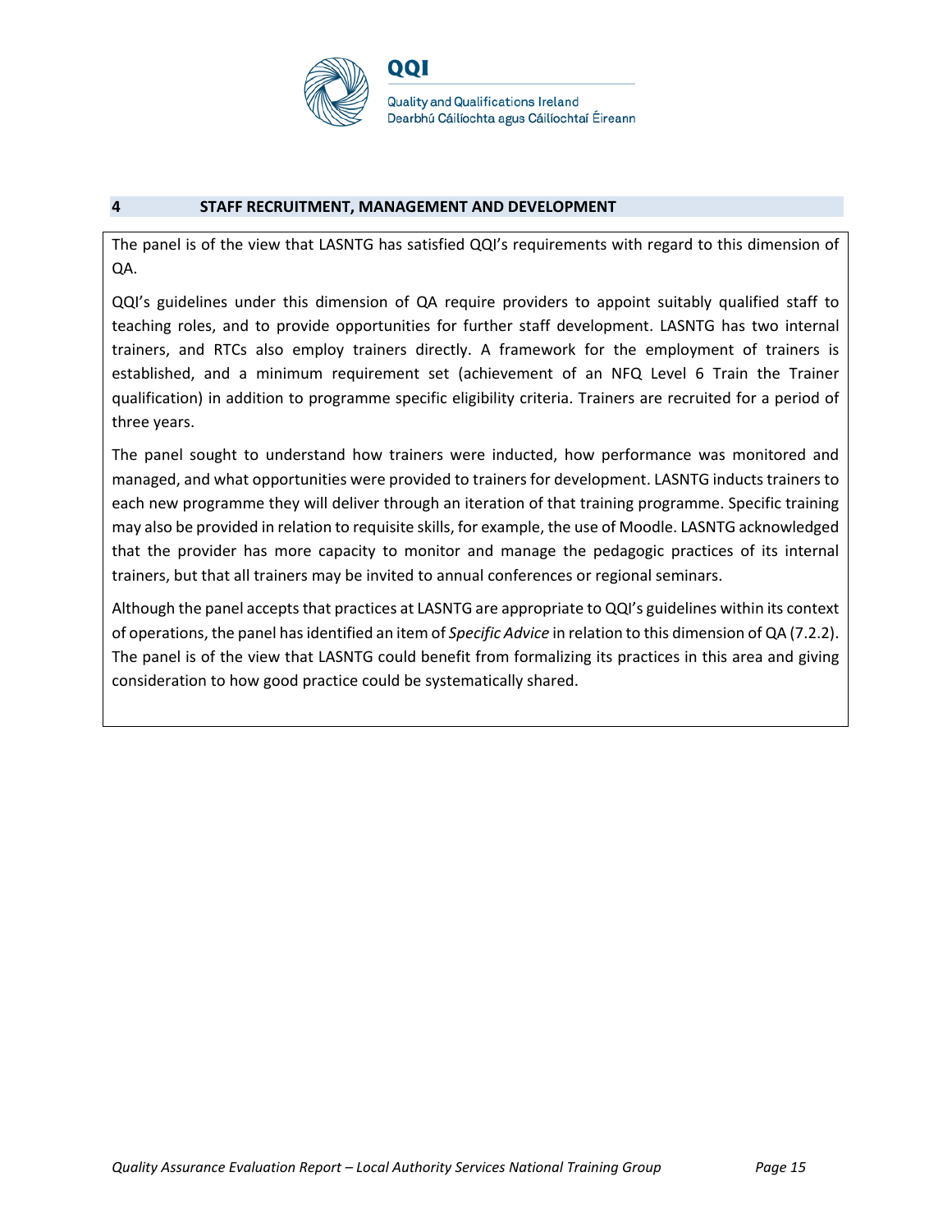## 4 STAFF RECRUITMENT, MANAGEMENT AND DEVELOPMENT

The panel is of the view that LASNTG has satisfied QQI's requirements with regard to this dimension of QA.

QQI's guidelines under this dimension of QA require providers to appoint suitably qualified staff to teaching roles, and to provide opportunities for further staff development. LASNTG has two internal trainers, and RTCs also employ trainers directly. A framework for the employment of trainers is established, and a minimum requirement set (achievement of an NFQ Level 6 Train the Trainer qualification) in addition to programme specific eligibility criteria. Trainers are recruited for a period of three years.

The panel sought to understand how trainers were inducted, how performance was monitored and managed, and what opportunities were provided to trainers for development. LASNTG inducts trainers to each new programme they will deliver through an iteration of that training programme. Specific training may also be provided in relation to requisite skills, for example, the use of Moodle. LASNTG acknowledged that the provider has more capacity to monitor and manage the pedagogic practices of its internal trainers, but that all trainers may be invited to annual conferences or regional seminars.

Although the panel accepts that practices at LASNTG are appropriate to QQI's guidelines within its context of operations, the panel has identified an item of *Specific Advice* in relation to this dimension of QA (7.2.2). The panel is of the view that LASNTG could benefit from formalizing its practices in this area and giving consideration to how good practice could be systematically shared.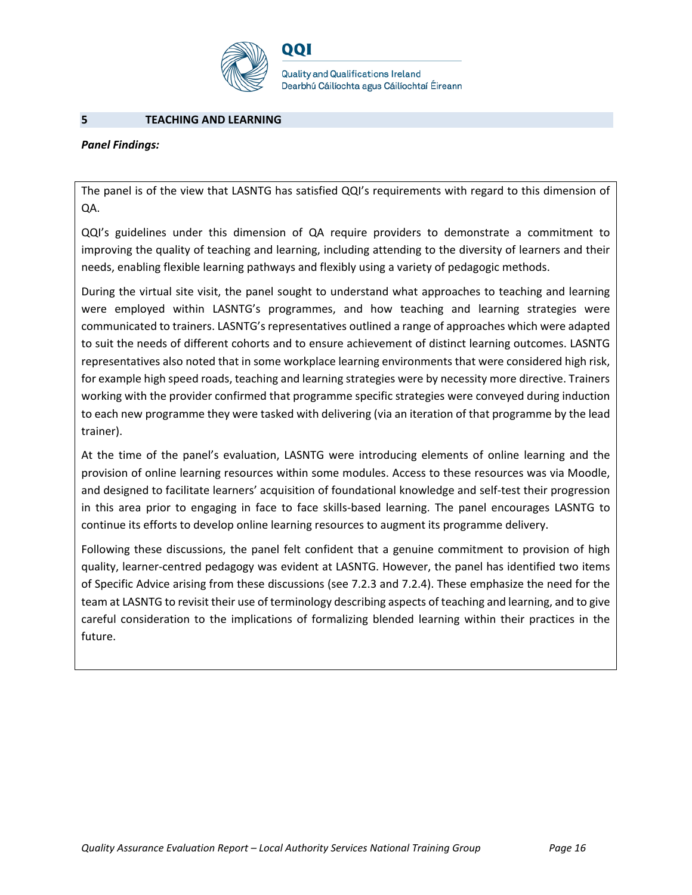## 5 TEACHING AND LEARNING

***Panel Findings:***

The panel is of the view that LASNTG has satisfied QQI's requirements with regard to this dimension of QA.

QQI's guidelines under this dimension of QA require providers to demonstrate a commitment to improving the quality of teaching and learning, including attending to the diversity of learners and their needs, enabling flexible learning pathways and flexibly using a variety of pedagogic methods.

During the virtual site visit, the panel sought to understand what approaches to teaching and learning were employed within LASNTG's programmes, and how teaching and learning strategies were communicated to trainers. LASNTG's representatives outlined a range of approaches which were adapted to suit the needs of different cohorts and to ensure achievement of distinct learning outcomes. LASNTG representatives also noted that in some workplace learning environments that were considered high risk, for example high speed roads, teaching and learning strategies were by necessity more directive. Trainers working with the provider confirmed that programme specific strategies were conveyed during induction to each new programme they were tasked with delivering (via an iteration of that programme by the lead trainer).

At the time of the panel's evaluation, LASNTG were introducing elements of online learning and the provision of online learning resources within some modules. Access to these resources was via Moodle, and designed to facilitate learners' acquisition of foundational knowledge and self-test their progression in this area prior to engaging in face to face skills-based learning. The panel encourages LASNTG to continue its efforts to develop online learning resources to augment its programme delivery.

Following these discussions, the panel felt confident that a genuine commitment to provision of high quality, learner-centred pedagogy was evident at LASNTG. However, the panel has identified two items of Specific Advice arising from these discussions (see 7.2.3 and 7.2.4). These emphasize the need for the team at LASNTG to revisit their use of terminology describing aspects of teaching and learning, and to give careful consideration to the implications of formalizing blended learning within their practices in the future.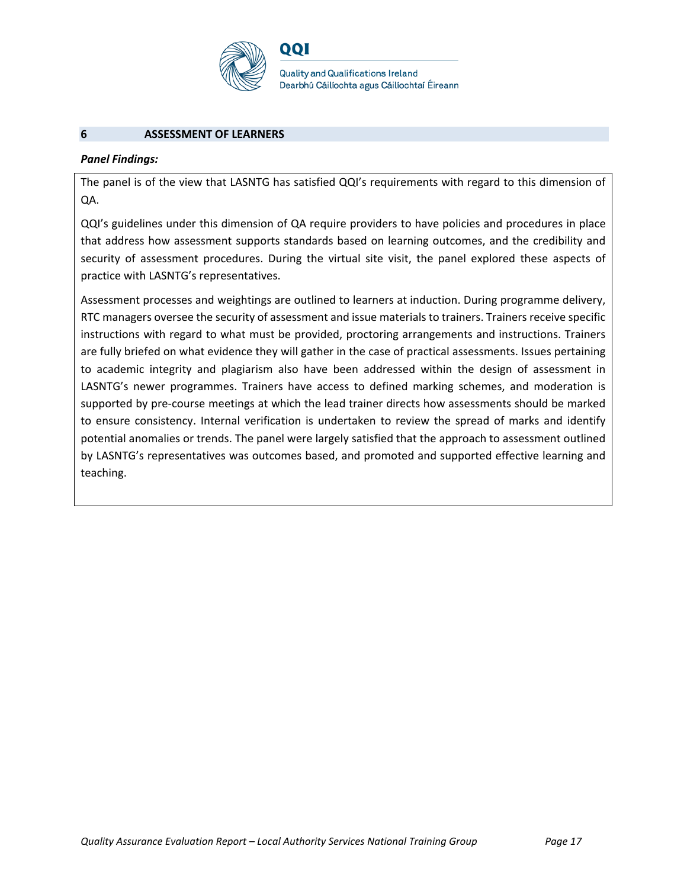## 6 ASSESSMENT OF LEARNERS

***Panel Findings:***

The panel is of the view that LASNTG has satisfied QQI's requirements with regard to this dimension of QA.

QQI's guidelines under this dimension of QA require providers to have policies and procedures in place that address how assessment supports standards based on learning outcomes, and the credibility and security of assessment procedures. During the virtual site visit, the panel explored these aspects of practice with LASNTG's representatives.

Assessment processes and weightings are outlined to learners at induction. During programme delivery, RTC managers oversee the security of assessment and issue materials to trainers. Trainers receive specific instructions with regard to what must be provided, proctoring arrangements and instructions. Trainers are fully briefed on what evidence they will gather in the case of practical assessments. Issues pertaining to academic integrity and plagiarism also have been addressed within the design of assessment in LASNTG's newer programmes. Trainers have access to defined marking schemes, and moderation is supported by pre-course meetings at which the lead trainer directs how assessments should be marked to ensure consistency. Internal verification is undertaken to review the spread of marks and identify potential anomalies or trends. The panel were largely satisfied that the approach to assessment outlined by LASNTG's representatives was outcomes based, and promoted and supported effective learning and teaching.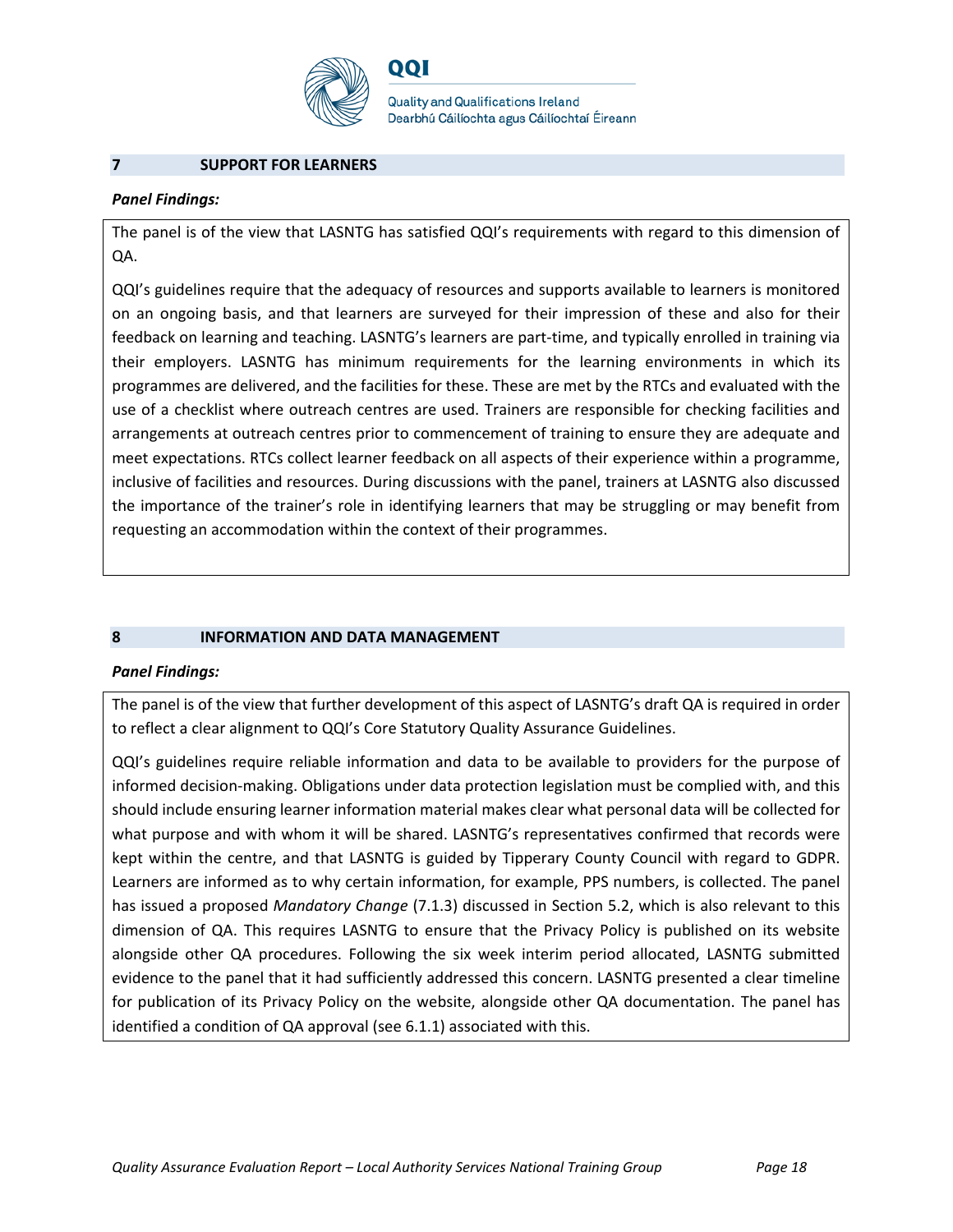## 7 SUPPORT FOR LEARNERS

***Panel Findings:***

The panel is of the view that LASNTG has satisfied QQI's requirements with regard to this dimension of QA.

QQI's guidelines require that the adequacy of resources and supports available to learners is monitored on an ongoing basis, and that learners are surveyed for their impression of these and also for their feedback on learning and teaching. LASNTG's learners are part-time, and typically enrolled in training via their employers. LASNTG has minimum requirements for the learning environments in which its programmes are delivered, and the facilities for these. These are met by the RTCs and evaluated with the use of a checklist where outreach centres are used. Trainers are responsible for checking facilities and arrangements at outreach centres prior to commencement of training to ensure they are adequate and meet expectations. RTCs collect learner feedback on all aspects of their experience within a programme, inclusive of facilities and resources. During discussions with the panel, trainers at LASNTG also discussed the importance of the trainer's role in identifying learners that may be struggling or may benefit from requesting an accommodation within the context of their programmes.

## 8 INFORMATION AND DATA MANAGEMENT

***Panel Findings:***

The panel is of the view that further development of this aspect of LASNTG's draft QA is required in order to reflect a clear alignment to QQI's Core Statutory Quality Assurance Guidelines.

QQI's guidelines require reliable information and data to be available to providers for the purpose of informed decision-making. Obligations under data protection legislation must be complied with, and this should include ensuring learner information material makes clear what personal data will be collected for what purpose and with whom it will be shared. LASNTG's representatives confirmed that records were kept within the centre, and that LASNTG is guided by Tipperary County Council with regard to GDPR. Learners are informed as to why certain information, for example, PPS numbers, is collected. The panel has issued a proposed *Mandatory Change* (7.1.3) discussed in Section 5.2, which is also relevant to this dimension of QA. This requires LASNTG to ensure that the Privacy Policy is published on its website alongside other QA procedures. Following the six week interim period allocated, LASNTG submitted evidence to the panel that it had sufficiently addressed this concern. LASNTG presented a clear timeline for publication of its Privacy Policy on the website, alongside other QA documentation. The panel has identified a condition of QA approval (see 6.1.1) associated with this.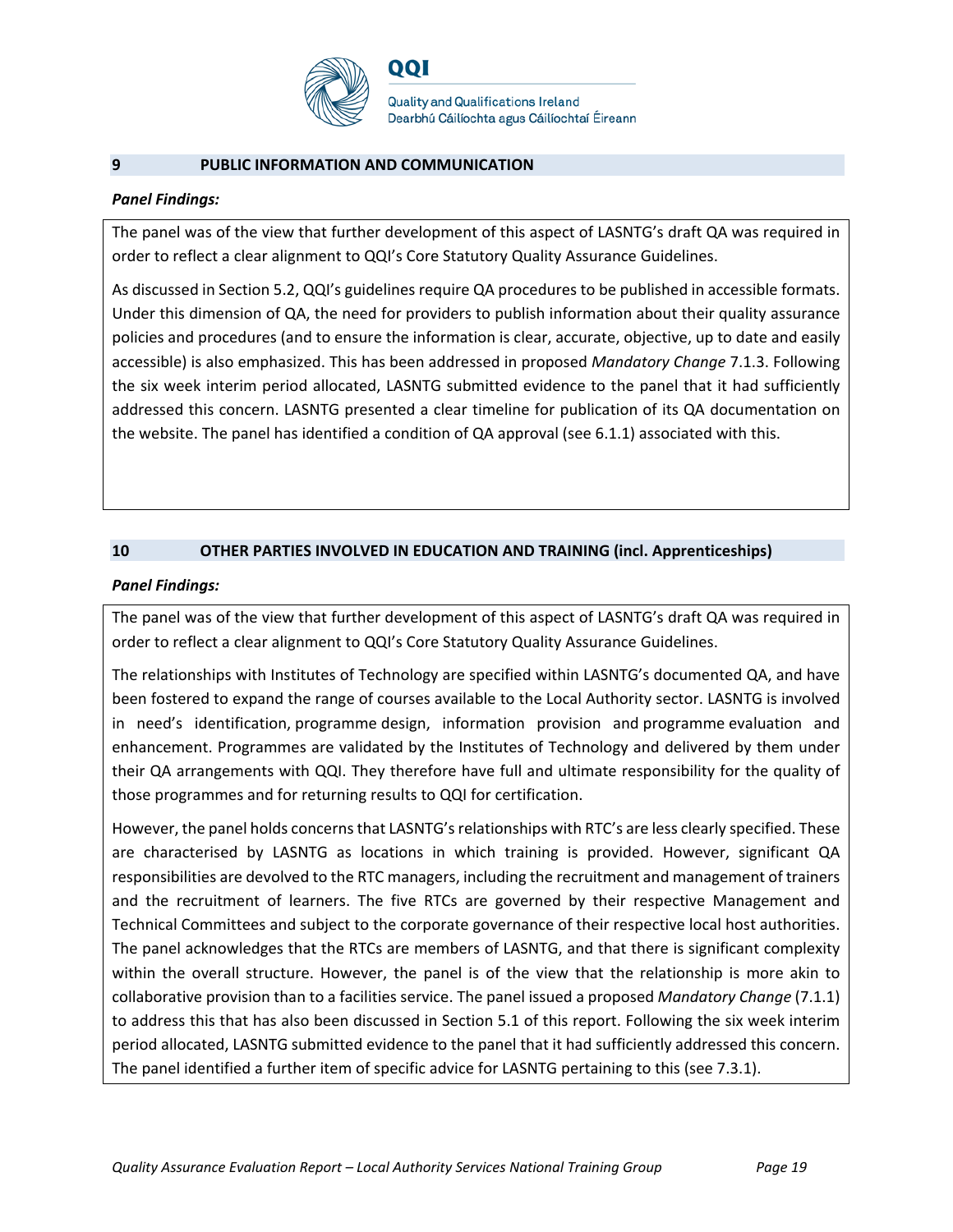## 9 PUBLIC INFORMATION AND COMMUNICATION

***Panel Findings:***

The panel was of the view that further development of this aspect of LASNTG's draft QA was required in order to reflect a clear alignment to QQI's Core Statutory Quality Assurance Guidelines.

As discussed in Section 5.2, QQI's guidelines require QA procedures to be published in accessible formats. Under this dimension of QA, the need for providers to publish information about their quality assurance policies and procedures (and to ensure the information is clear, accurate, objective, up to date and easily accessible) is also emphasized. This has been addressed in proposed *Mandatory Change* 7.1.3. Following the six week interim period allocated, LASNTG submitted evidence to the panel that it had sufficiently addressed this concern. LASNTG presented a clear timeline for publication of its QA documentation on the website. The panel has identified a condition of QA approval (see 6.1.1) associated with this.

## 10 OTHER PARTIES INVOLVED IN EDUCATION AND TRAINING (incl. Apprenticeships)

***Panel Findings:***

The panel was of the view that further development of this aspect of LASNTG's draft QA was required in order to reflect a clear alignment to QQI's Core Statutory Quality Assurance Guidelines.

The relationships with Institutes of Technology are specified within LASNTG's documented QA, and have been fostered to expand the range of courses available to the Local Authority sector. LASNTG is involved in need's identification, programme design, information provision and programme evaluation and enhancement. Programmes are validated by the Institutes of Technology and delivered by them under their QA arrangements with QQI. They therefore have full and ultimate responsibility for the quality of those programmes and for returning results to QQI for certification.

However, the panel holds concerns that LASNTG's relationships with RTC's are less clearly specified. These are characterised by LASNTG as locations in which training is provided. However, significant QA responsibilities are devolved to the RTC managers, including the recruitment and management of trainers and the recruitment of learners. The five RTCs are governed by their respective Management and Technical Committees and subject to the corporate governance of their respective local host authorities. The panel acknowledges that the RTCs are members of LASNTG, and that there is significant complexity within the overall structure. However, the panel is of the view that the relationship is more akin to collaborative provision than to a facilities service. The panel issued a proposed *Mandatory Change* (7.1.1) to address this that has also been discussed in Section 5.1 of this report. Following the six week interim period allocated, LASNTG submitted evidence to the panel that it had sufficiently addressed this concern. The panel identified a further item of specific advice for LASNTG pertaining to this (see 7.3.1).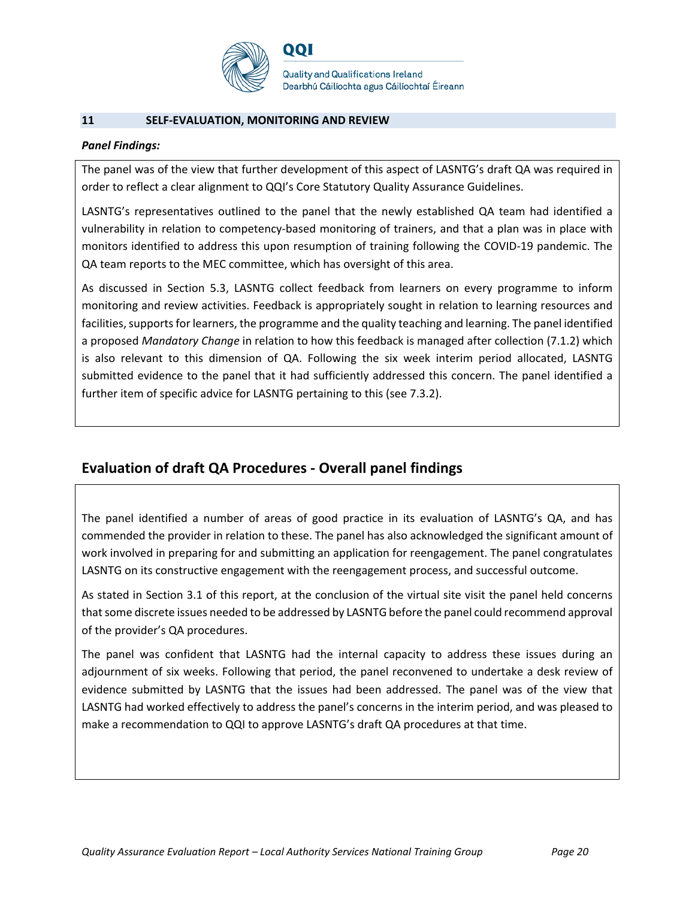## 11 SELF-EVALUATION, MONITORING AND REVIEW

***Panel Findings:***

The panel was of the view that further development of this aspect of LASNTG's draft QA was required in order to reflect a clear alignment to QQI's Core Statutory Quality Assurance Guidelines.

LASNTG's representatives outlined to the panel that the newly established QA team had identified a vulnerability in relation to competency-based monitoring of trainers, and that a plan was in place with monitors identified to address this upon resumption of training following the COVID-19 pandemic. The QA team reports to the MEC committee, which has oversight of this area.

As discussed in Section 5.3, LASNTG collect feedback from learners on every programme to inform monitoring and review activities. Feedback is appropriately sought in relation to learning resources and facilities, supports for learners, the programme and the quality teaching and learning. The panel identified a proposed *Mandatory Change* in relation to how this feedback is managed after collection (7.1.2) which is also relevant to this dimension of QA. Following the six week interim period allocated, LASNTG submitted evidence to the panel that it had sufficiently addressed this concern. The panel identified a further item of specific advice for LASNTG pertaining to this (see 7.3.2).

## Evaluation of draft QA Procedures - Overall panel findings

The panel identified a number of areas of good practice in its evaluation of LASNTG's QA, and has commended the provider in relation to these. The panel has also acknowledged the significant amount of work involved in preparing for and submitting an application for reengagement. The panel congratulates LASNTG on its constructive engagement with the reengagement process, and successful outcome.

As stated in Section 3.1 of this report, at the conclusion of the virtual site visit the panel held concerns that some discrete issues needed to be addressed by LASNTG before the panel could recommend approval of the provider's QA procedures.

The panel was confident that LASNTG had the internal capacity to address these issues during an adjournment of six weeks. Following that period, the panel reconvened to undertake a desk review of evidence submitted by LASNTG that the issues had been addressed. The panel was of the view that LASNTG had worked effectively to address the panel's concerns in the interim period, and was pleased to make a recommendation to QQI to approve LASNTG's draft QA procedures at that time.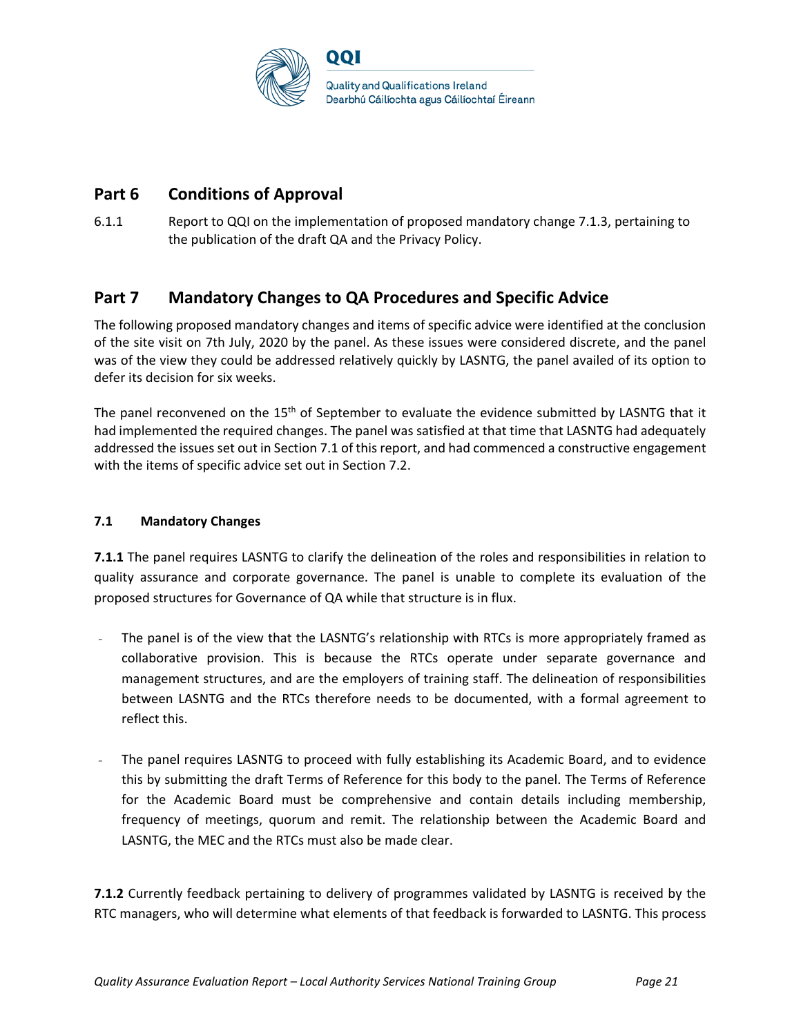## Part 6 Conditions of Approval

6.1.1 Report to QQI on the implementation of proposed mandatory change 7.1.3, pertaining to the publication of the draft QA and the Privacy Policy.

## Part 7 Mandatory Changes to QA Procedures and Specific Advice

The following proposed mandatory changes and items of specific advice were identified at the conclusion of the site visit on 7th July, 2020 by the panel. As these issues were considered discrete, and the panel was of the view they could be addressed relatively quickly by LASNTG, the panel availed of its option to defer its decision for six weeks.

The panel reconvened on the 15th of September to evaluate the evidence submitted by LASNTG that it had implemented the required changes. The panel was satisfied at that time that LASNTG had adequately addressed the issues set out in Section 7.1 of this report, and had commenced a constructive engagement with the items of specific advice set out in Section 7.2.

### 7.1 Mandatory Changes

**7.1.1** The panel requires LASNTG to clarify the delineation of the roles and responsibilities in relation to quality assurance and corporate governance. The panel is unable to complete its evaluation of the proposed structures for Governance of QA while that structure is in flux.

- The panel is of the view that the LASNTG's relationship with RTCs is more appropriately framed as collaborative provision. This is because the RTCs operate under separate governance and management structures, and are the employers of training staff. The delineation of responsibilities between LASNTG and the RTCs therefore needs to be documented, with a formal agreement to reflect this.

- The panel requires LASNTG to proceed with fully establishing its Academic Board, and to evidence this by submitting the draft Terms of Reference for this body to the panel. The Terms of Reference for the Academic Board must be comprehensive and contain details including membership, frequency of meetings, quorum and remit. The relationship between the Academic Board and LASNTG, the MEC and the RTCs must also be made clear.

**7.1.2** Currently feedback pertaining to delivery of programmes validated by LASNTG is received by the RTC managers, who will determine what elements of that feedback is forwarded to LASNTG. This process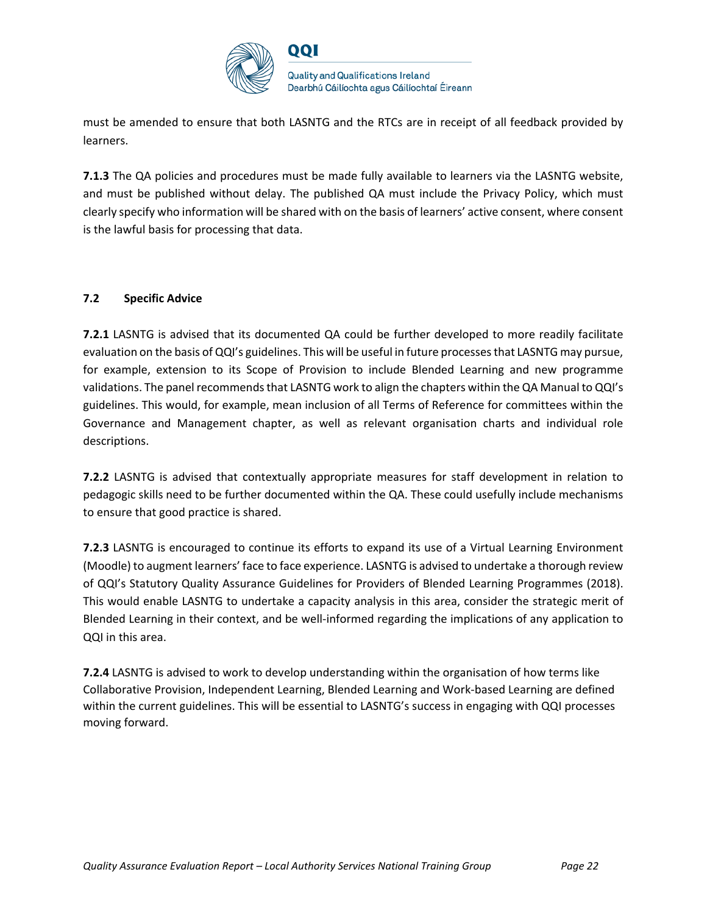must be amended to ensure that both LASNTG and the RTCs are in receipt of all feedback provided by learners.

**7.1.3** The QA policies and procedures must be made fully available to learners via the LASNTG website, and must be published without delay. The published QA must include the Privacy Policy, which must clearly specify who information will be shared with on the basis of learners' active consent, where consent is the lawful basis for processing that data.

### 7.2 Specific Advice

**7.2.1** LASNTG is advised that its documented QA could be further developed to more readily facilitate evaluation on the basis of QQI's guidelines. This will be useful in future processes that LASNTG may pursue, for example, extension to its Scope of Provision to include Blended Learning and new programme validations. The panel recommends that LASNTG work to align the chapters within the QA Manual to QQI's guidelines. This would, for example, mean inclusion of all Terms of Reference for committees within the Governance and Management chapter, as well as relevant organisation charts and individual role descriptions.

**7.2.2** LASNTG is advised that contextually appropriate measures for staff development in relation to pedagogic skills need to be further documented within the QA. These could usefully include mechanisms to ensure that good practice is shared.

**7.2.3** LASNTG is encouraged to continue its efforts to expand its use of a Virtual Learning Environment (Moodle) to augment learners' face to face experience. LASNTG is advised to undertake a thorough review of QQI's Statutory Quality Assurance Guidelines for Providers of Blended Learning Programmes (2018). This would enable LASNTG to undertake a capacity analysis in this area, consider the strategic merit of Blended Learning in their context, and be well-informed regarding the implications of any application to QQI in this area.

**7.2.4** LASNTG is advised to work to develop understanding within the organisation of how terms like Collaborative Provision, Independent Learning, Blended Learning and Work-based Learning are defined within the current guidelines. This will be essential to LASNTG's success in engaging with QQI processes moving forward.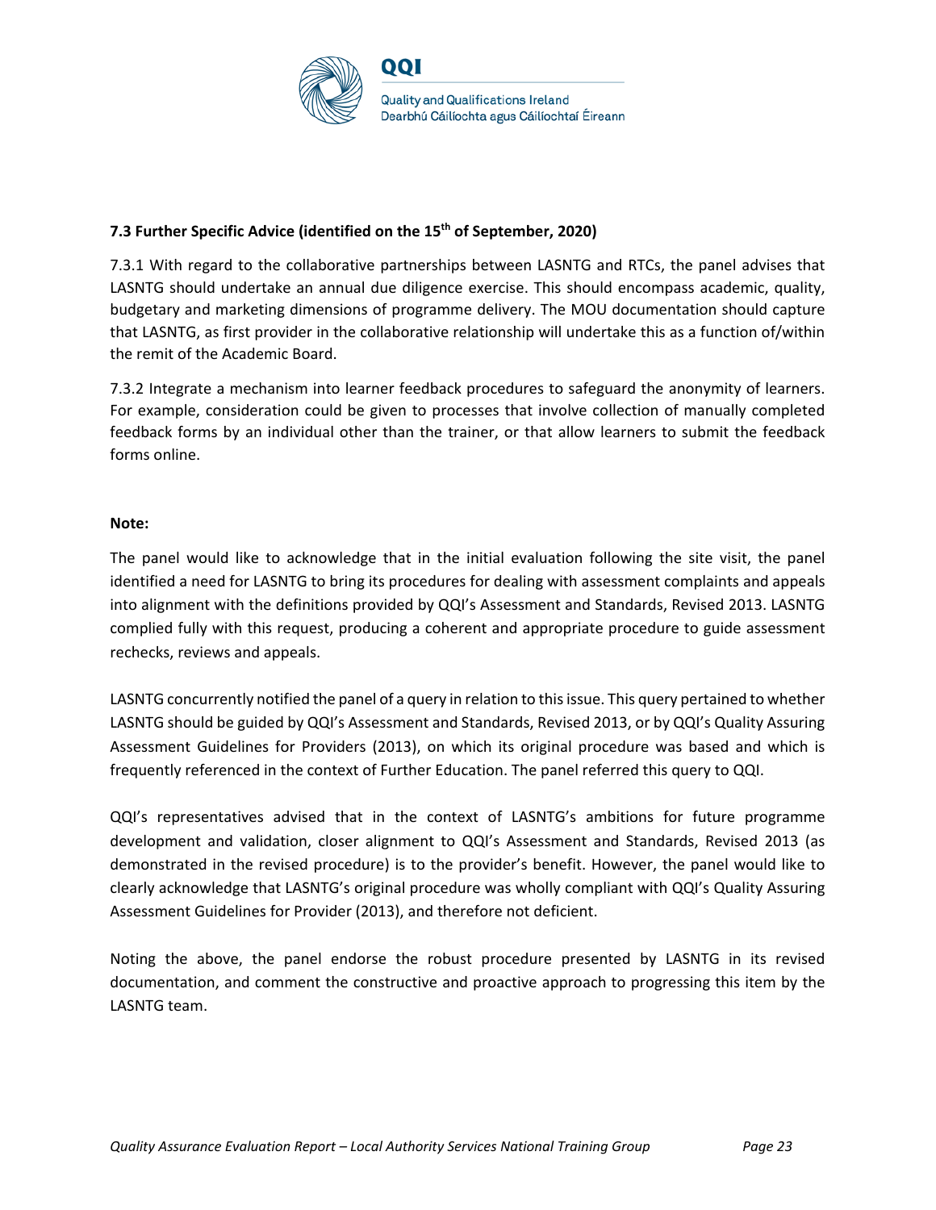### 7.3 Further Specific Advice (identified on the 15th of September, 2020)

7.3.1 With regard to the collaborative partnerships between LASNTG and RTCs, the panel advises that LASNTG should undertake an annual due diligence exercise. This should encompass academic, quality, budgetary and marketing dimensions of programme delivery. The MOU documentation should capture that LASNTG, as first provider in the collaborative relationship will undertake this as a function of/within the remit of the Academic Board.

7.3.2 Integrate a mechanism into learner feedback procedures to safeguard the anonymity of learners. For example, consideration could be given to processes that involve collection of manually completed feedback forms by an individual other than the trainer, or that allow learners to submit the feedback forms online.

**Note:**

The panel would like to acknowledge that in the initial evaluation following the site visit, the panel identified a need for LASNTG to bring its procedures for dealing with assessment complaints and appeals into alignment with the definitions provided by QQI's Assessment and Standards, Revised 2013. LASNTG complied fully with this request, producing a coherent and appropriate procedure to guide assessment rechecks, reviews and appeals.

LASNTG concurrently notified the panel of a query in relation to this issue. This query pertained to whether LASNTG should be guided by QQI's Assessment and Standards, Revised 2013, or by QQI's Quality Assuring Assessment Guidelines for Providers (2013), on which its original procedure was based and which is frequently referenced in the context of Further Education. The panel referred this query to QQI.

QQI's representatives advised that in the context of LASNTG's ambitions for future programme development and validation, closer alignment to QQI's Assessment and Standards, Revised 2013 (as demonstrated in the revised procedure) is to the provider's benefit. However, the panel would like to clearly acknowledge that LASNTG's original procedure was wholly compliant with QQI's Quality Assuring Assessment Guidelines for Provider (2013), and therefore not deficient.

Noting the above, the panel endorse the robust procedure presented by LASNTG in its revised documentation, and comment the constructive and proactive approach to progressing this item by the LASNTG team.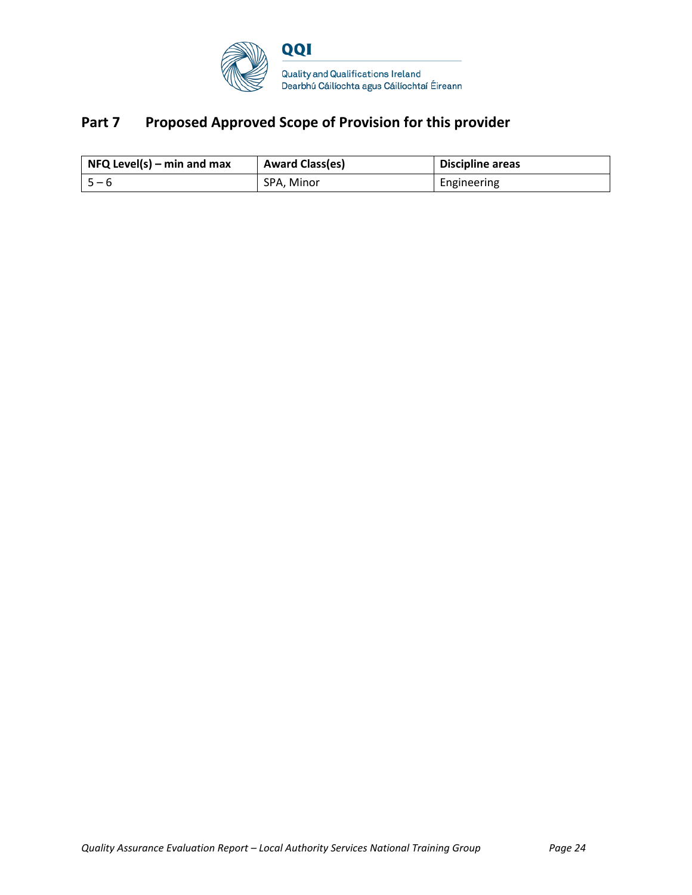## Part 7 Proposed Approved Scope of Provision for this provider

| NFQ Level(s) – min and max | Award Class(es) | Discipline areas |
|---|---|---|
| 5 – 6 | SPA, Minor | Engineering |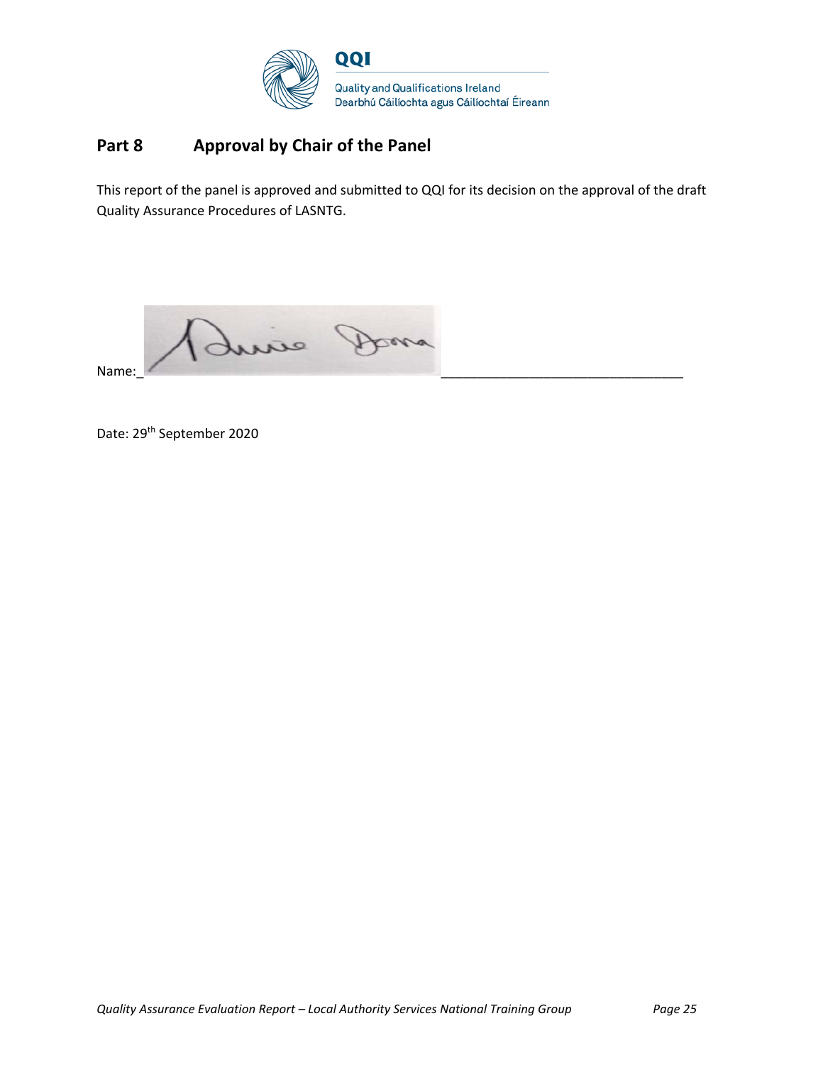## Part 8 Approval by Chair of the Panel

This report of the panel is approved and submitted to QQI for its decision on the approval of the draft Quality Assurance Procedures of LASNTG.

Name:_________________________________

Date: 29th September 2020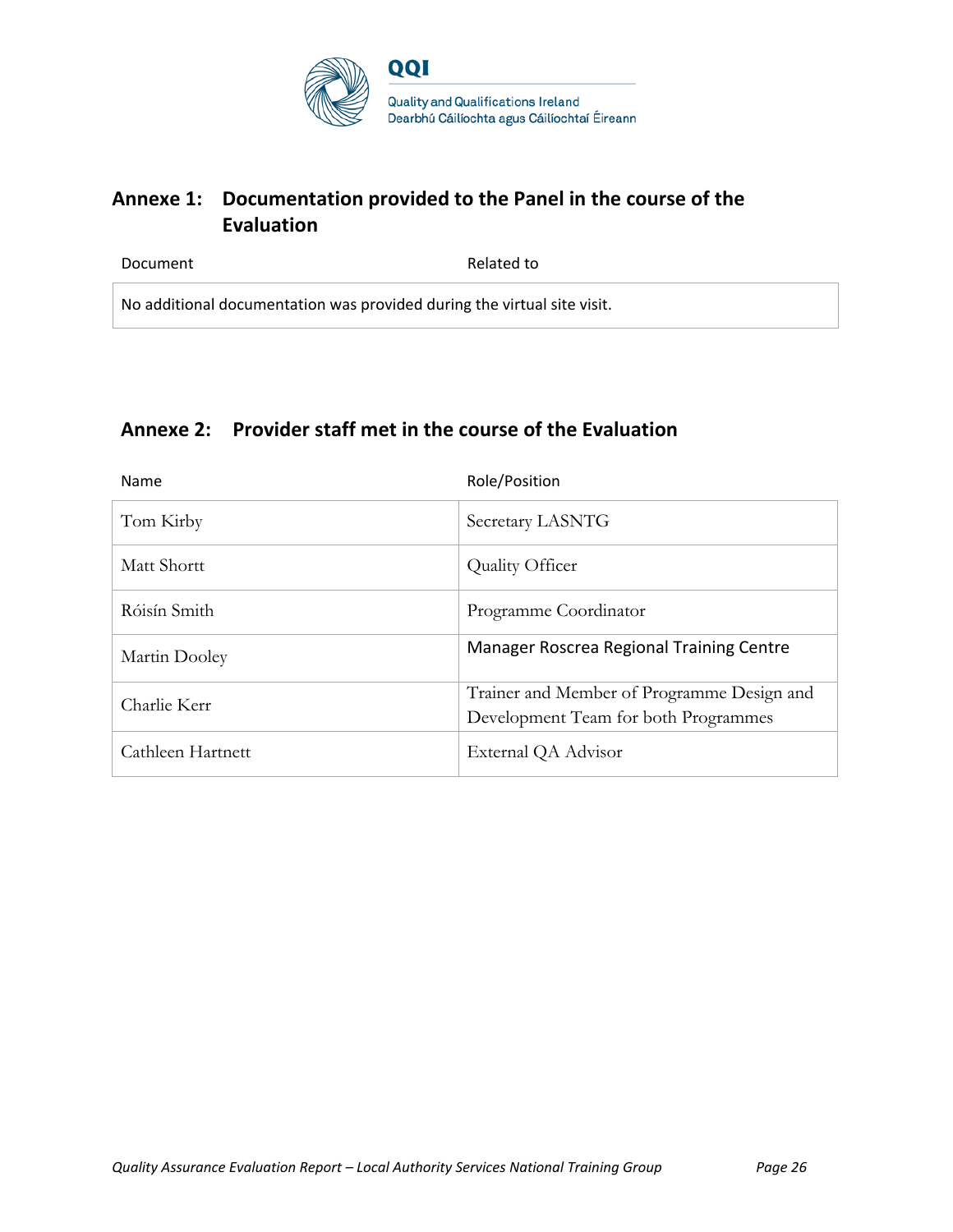## Annexe 1: Documentation provided to the Panel in the course of the Evaluation

| Document | Related to |
| --- | --- |
| No additional documentation was provided during the virtual site visit. | |

## Annexe 2: Provider staff met in the course of the Evaluation

| Name | Role/Position |
| --- | --- |
| Tom Kirby | Secretary LASNTG |
| Matt Shortt | Quality Officer |
| Róisín Smith | Programme Coordinator |
| Martin Dooley | Manager Roscrea Regional Training Centre |
| Charlie Kerr | Trainer and Member of Programme Design and Development Team for both Programmes |
| Cathleen Hartnett | External QA Advisor |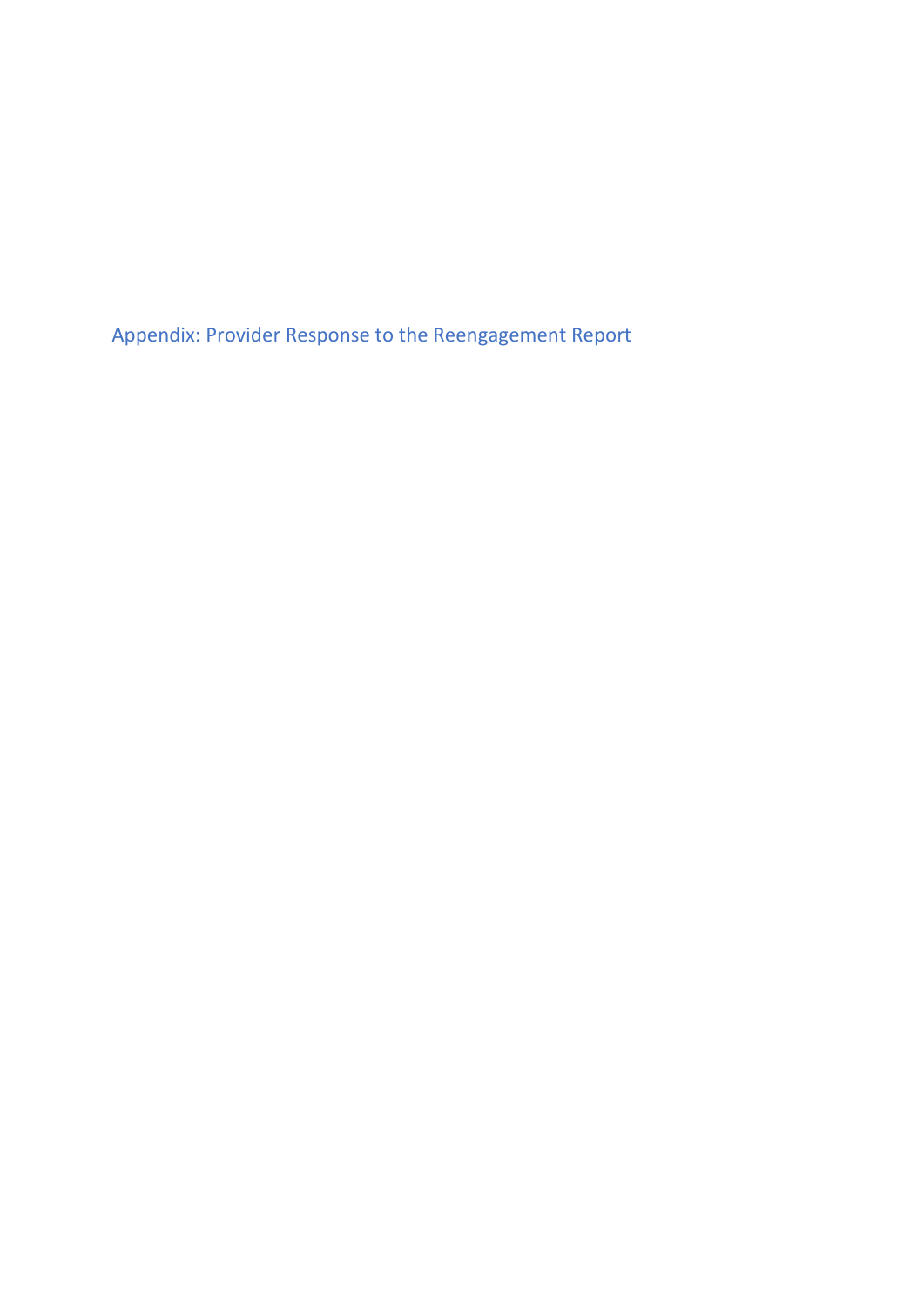# Appendix: Provider Response to the Reengagement Report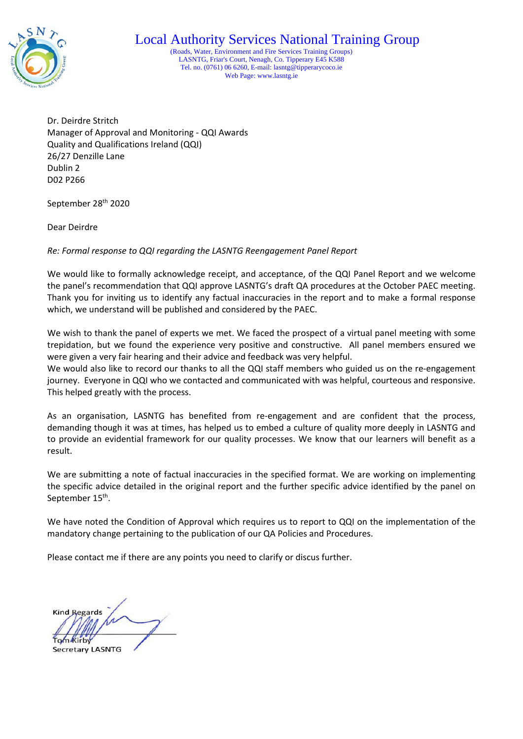# Local Authority Services National Training Group

(Roads, Water, Environment and Fire Services Training Groups)
LASNTG, Friar's Court, Nenagh, Co. Tipperary E45 K588
Tel. no. (0761) 06 6260, E-mail: lasntg@tipperarycoco.ie
Web Page: www.lasntg.ie

Dr. Deirdre Stritch
Manager of Approval and Monitoring - QQI Awards
Quality and Qualifications Ireland (QQI)
26/27 Denzille Lane
Dublin 2
D02 P266

September 28th 2020

Dear Deirdre

*Re: Formal response to QQI regarding the LASNTG Reengagement Panel Report*

We would like to formally acknowledge receipt, and acceptance, of the QQI Panel Report and we welcome the panel's recommendation that QQI approve LASNTG's draft QA procedures at the October PAEC meeting. Thank you for inviting us to identify any factual inaccuracies in the report and to make a formal response which, we understand will be published and considered by the PAEC.

We wish to thank the panel of experts we met. We faced the prospect of a virtual panel meeting with some trepidation, but we found the experience very positive and constructive. All panel members ensured we were given a very fair hearing and their advice and feedback was very helpful.
We would also like to record our thanks to all the QQI staff members who guided us on the re-engagement journey. Everyone in QQI who we contacted and communicated with was helpful, courteous and responsive. This helped greatly with the process.

As an organisation, LASNTG has benefited from re-engagement and are confident that the process, demanding though it was at times, has helped us to embed a culture of quality more deeply in LASNTG and to provide an evidential framework for our quality processes. We know that our learners will benefit as a result.

We are submitting a note of factual inaccuracies in the specified format. We are working on implementing the specific advice detailed in the original report and the further specific advice identified by the panel on September 15th.

We have noted the Condition of Approval which requires us to report to QQI on the implementation of the mandatory change pertaining to the publication of our QA Policies and Procedures.

Please contact me if there are any points you need to clarify or discus further.

Kind Regards

Tom Kirby
Secretary LASNTG